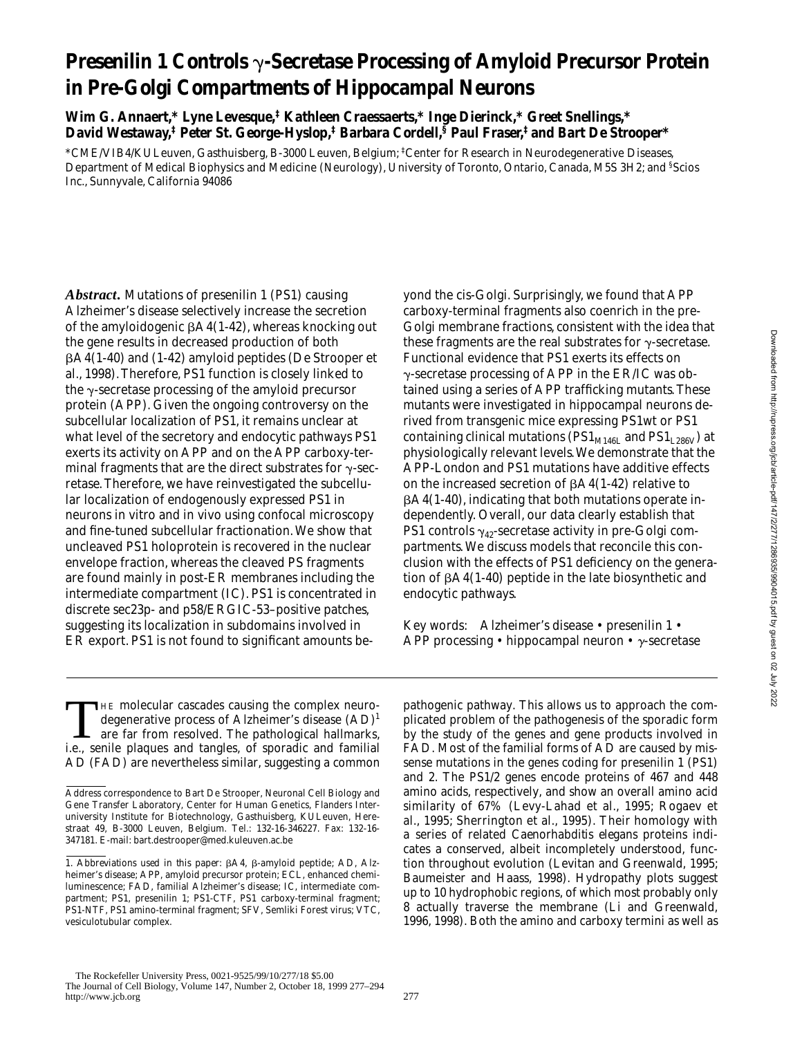# Presenilin 1 Controls γ-Secretase Processing of Amyloid Precursor Protein in Pre-Golgi Compartments of Hippocampal Neurons

**Wim G. Annaert,\* Lyne Levesque,‡ Kathleen Craessaerts,\* Inge Dierinck,\* Greet Snellings,\* David Westaway,‡ Peter St. George-Hyslop,‡ Barbara Cordell,§ Paul Fraser,‡ and Bart De Strooper\***

\*CME/VIB4/KU Leuven, Gasthuisberg, B-3000 Leuven, Belgium; ‡Center for Research in Neurodegenerative Diseases, Department of Medical Biophysics and Medicine (Neurology), University of Toronto, Ontario, Canada, M5S 3H2; and §Scios Inc., Sunnyvale, California 94086

***Abstract.*** Mutations of presenilin 1 (PS1) causing Alzheimer's disease selectively increase the secretion of the amyloidogenic βA4(1-42), whereas knocking out the gene results in decreased production of both βA4(1-40) and (1-42) amyloid peptides (De Strooper et al., 1998). Therefore, PS1 function is closely linked to the γ-secretase processing of the amyloid precursor protein (APP). Given the ongoing controversy on the subcellular localization of PS1, it remains unclear at what level of the secretory and endocytic pathways PS1 exerts its activity on APP and on the APP carboxy-terminal fragments that are the direct substrates for γ-secretase. Therefore, we have reinvestigated the subcellular localization of endogenously expressed PS1 in neurons in vitro and in vivo using confocal microscopy and fine-tuned subcellular fractionation. We show that uncleaved PS1 holoprotein is recovered in the nuclear envelope fraction, whereas the cleaved PS fragments are found mainly in post-ER membranes including the intermediate compartment (IC). PS1 is concentrated in discrete sec23p- and p58/ERGIC-53–positive patches, suggesting its localization in subdomains involved in ER export. PS1 is not found to significant amounts beyond the cis-Golgi. Surprisingly, we found that APP carboxy-terminal fragments also coenrich in the pre-Golgi membrane fractions, consistent with the idea that these fragments are the real substrates for γ-secretase. Functional evidence that PS1 exerts its effects on γ-secretase processing of APP in the ER/IC was obtained using a series of APP trafficking mutants. These mutants were investigated in hippocampal neurons derived from transgenic mice expressing PS1wt or PS1 containing clinical mutations ($PS1_{M146L}$ and $PS1_{L286V}$) at physiologically relevant levels. We demonstrate that the APP-London and PS1 mutations have additive effects on the increased secretion of βA4(1-42) relative to βA4(1-40), indicating that both mutations operate independently. Overall, our data clearly establish that PS1 controls $\gamma_{42}$-secretase activity in pre-Golgi compartments. We discuss models that reconcile this conclusion with the effects of PS1 deficiency on the generation of βA4(1-40) peptide in the late biosynthetic and endocytic pathways.

Key words: Alzheimer's disease • presenilin 1 • APP processing • hippocampal neuron • γ-secretase

The molecular cascades causing the complex neurodegenerative process of Alzheimer's disease (AD)[1] are far from resolved. The pathological hallmarks, i.e., senile plaques and tangles, of sporadic and familial AD (FAD) are nevertheless similar, suggesting a common pathogenic pathway. This allows us to approach the complicated problem of the pathogenesis of the sporadic form by the study of the genes and gene products involved in FAD. Most of the familial forms of AD are caused by missense mutations in the genes coding for presenilin 1 (PS1) and 2. The PS1/2 genes encode proteins of 467 and 448 amino acids, respectively, and show an overall amino acid similarity of 67% (Levy-Lahad et al., 1995; Rogaev et al., 1995; Sherrington et al., 1995). Their homology with a series of related *Caenorhabditis elegans* proteins indicates a conserved, albeit incompletely understood, function throughout evolution (Levitan and Greenwald, 1995; Baumeister and Haass, 1998). Hydropathy plots suggest up to 10 hydrophobic regions, of which most probably only 8 actually traverse the membrane (Li and Greenwald, 1996, 1998). Both the amino and carboxy termini as well as

Address correspondence to Bart De Strooper, Neuronal Cell Biology and Gene Transfer Laboratory, Center for Human Genetics, Flanders Interuniversity Institute for Biotechnology, Gasthuisberg, KULeuven, Herestraat 49, B-3000 Leuven, Belgium. Tel.: 132-16-346227. Fax: 132-16-347181. E-mail: bart.destrooper@med.kuleuven.ac.be

1. *Abbreviations used in this paper:* βA4, β-amyloid peptide; AD, Alzheimer's disease; APP, amyloid precursor protein; ECL, enhanced chemiluminescence; FAD, familial Alzheimer's disease; IC, intermediate compartment; PS1, presenilin 1; PS1-CTF, PS1 carboxy-terminal fragment; PS1-NTF, PS1 amino-terminal fragment; SFV, Semliki Forest virus; VTC, vesiculotubular complex.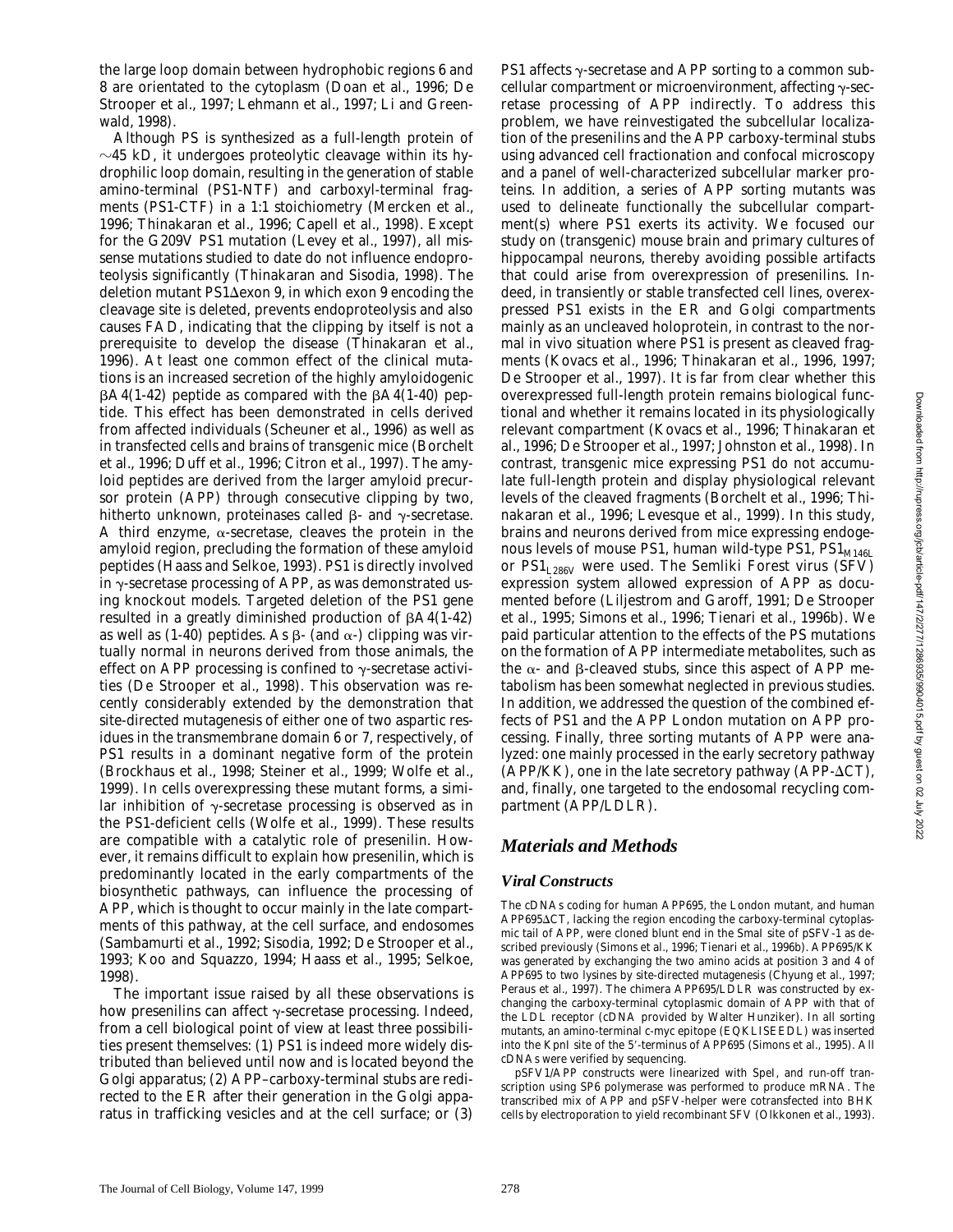the large loop domain between hydrophobic regions 6 and 8 are orientated to the cytoplasm (Doan et al., 1996; De Strooper et al., 1997; Lehmann et al., 1997; Li and Greenwald, 1998).

Although PS is synthesized as a full-length protein of ~45 kD, it undergoes proteolytic cleavage within its hydrophilic loop domain, resulting in the generation of stable amino-terminal (PS1-NTF) and carboxyl-terminal fragments (PS1-CTF) in a 1:1 stoichiometry (Mercken et al., 1996; Thinakaran et al., 1996; Capell et al., 1998). Except for the G209V PS1 mutation (Levey et al., 1997), all missense mutations studied to date do not influence endoproteolysis significantly (Thinakaran and Sisodia, 1998). The deletion mutant PS1Δexon 9, in which exon 9 encoding the cleavage site is deleted, prevents endoproteolysis and also causes FAD, indicating that the clipping by itself is not a prerequisite to develop the disease (Thinakaran et al., 1996). At least one common effect of the clinical mutations is an increased secretion of the highly amyloidogenic βA4(1-42) peptide as compared with the βA4(1-40) peptide. This effect has been demonstrated in cells derived from affected individuals (Scheuner et al., 1996) as well as in transfected cells and brains of transgenic mice (Borchelt et al., 1996; Duff et al., 1996; Citron et al., 1997). The amyloid peptides are derived from the larger amyloid precursor protein (APP) through consecutive clipping by two, hitherto unknown, proteinases called β- and γ-secretase. A third enzyme, α-secretase, cleaves the protein in the amyloid region, precluding the formation of these amyloid peptides (Haass and Selkoe, 1993). PS1 is directly involved in γ-secretase processing of APP, as was demonstrated using knockout models. Targeted deletion of the PS1 gene resulted in a greatly diminished production of βA4(1-42) as well as (1-40) peptides. As β- (and α-) clipping was virtually normal in neurons derived from these animals, the effect on APP processing is confined to γ-secretase activities (De Strooper et al., 1998). This observation was recently considerably extended by the demonstration that site-directed mutagenesis of either one of two aspartic residues in the transmembrane domain 6 or 7, respectively, of PS1 results in a dominant negative form of the protein (Brockhaus et al., 1998; Steiner et al., 1999; Wolfe et al., 1999). In cells overexpressing these mutant forms, a similar inhibition of γ-secretase processing is observed as in the PS1-deficient cells (Wolfe et al., 1999). These results are compatible with a catalytic role of presenilin. However, it remains difficult to explain how presenilin, which is predominantly located in the early compartments of the biosynthetic pathways, can influence the processing of APP, which is thought to occur mainly in the late compartments of this pathway, at the cell surface, and endosomes (Sambamurti et al., 1992; Sisodia, 1992; De Strooper et al., 1993; Koo and Squazzo, 1994; Haass et al., 1995; Selkoe, 1998).

The important issue raised by all these observations is how presenilins can affect γ-secretase processing. Indeed, from a cell biological point of view at least three possibilities present themselves: (1) PS1 is indeed more widely distributed than believed until now and is located beyond the Golgi apparatus; (2) APP–carboxy-terminal stubs are redirected to the ER after their generation in the Golgi apparatus in trafficking vesicles and at the cell surface; or (3) PS1 affects γ-secretase and APP sorting to a common subcellular compartment or microenvironment, affecting γ-secretase processing of APP indirectly. To address this problem, we have reinvestigated the subcellular localization of the presenilins and the APP carboxy-terminal stubs using advanced cell fractionation and confocal microscopy and a panel of well-characterized subcellular marker proteins. In addition, a series of APP sorting mutants was used to delineate functionally the subcellular compartment(s) where PS1 exerts its activity. We focused our study on (transgenic) mouse brain and primary cultures of hippocampal neurons, thereby avoiding possible artifacts that could arise from overexpression of presenilins. Indeed, in transiently or stable transfected cell lines, overexpressed PS1 exists in the ER and Golgi compartments mainly as an uncleaved holoprotein, in contrast to the normal in vivo situation where PS1 is present as cleaved fragments (Kovacs et al., 1996; Thinakaran et al., 1996, 1997; De Strooper et al., 1997). It is far from clear whether this overexpressed full-length protein remains biological functional and whether it remains located in its physiologically relevant compartment (Kovacs et al., 1996; Thinakaran et al., 1996; De Strooper et al., 1997; Johnston et al., 1998). In contrast, transgenic mice expressing PS1 do not accumulate full-length protein and display physiological relevant levels of the cleaved fragments (Borchelt et al., 1996; Thinakaran et al., 1996; Levesque et al., 1999). In this study, brains and neurons derived from mice expressing endogenous levels of mouse PS1, human wild-type PS1, $PS1_{M146L}$ or $PS1_{L286V}$ were used. The Semliki Forest virus (SFV) expression system allowed expression of APP as documented before (Liljestrom and Garoff, 1991; De Strooper et al., 1995; Simons et al., 1996; Tienari et al., 1996b). We paid particular attention to the effects of the PS mutations on the formation of APP intermediate metabolites, such as the α- and β-cleaved stubs, since this aspect of APP metabolism has been somewhat neglected in previous studies. In addition, we addressed the question of the combined effects of PS1 and the APP London mutation on APP processing. Finally, three sorting mutants of APP were analyzed: one mainly processed in the early secretory pathway (APP/KK), one in the late secretory pathway (APP-ΔCT), and, finally, one targeted to the endosomal recycling compartment (APP/LDLR).

## Materials and Methods

### Viral Constructs

The cDNAs coding for human APP695, the London mutant, and human APP695ΔCT, lacking the region encoding the carboxy-terminal cytoplasmic tail of APP, were cloned blunt end in the SmaI site of pSFV-1 as described previously (Simons et al., 1996; Tienari et al., 1996b). APP695/KK was generated by exchanging the two amino acids at position 3 and 4 of APP695 to two lysines by site-directed mutagenesis (Chyung et al., 1997; Peraus et al., 1997). The chimera APP695/LDLR was constructed by exchanging the carboxy-terminal cytoplasmic domain of APP with that of the LDL receptor (cDNA provided by Walter Hunziker). In all sorting mutants, an amino-terminal c-myc epitope (EQKLISEEDL) was inserted into the KpnI site of the 5′-terminus of APP695 (Simons et al., 1995). All cDNAs were verified by sequencing.

pSFV1/APP constructs were linearized with SpeI, and run-off transcription using SP6 polymerase was performed to produce mRNA. The transcribed mix of APP and pSFV-helper were cotransfected into BHK cells by electroporation to yield recombinant SFV (Olkkonen et al., 1993).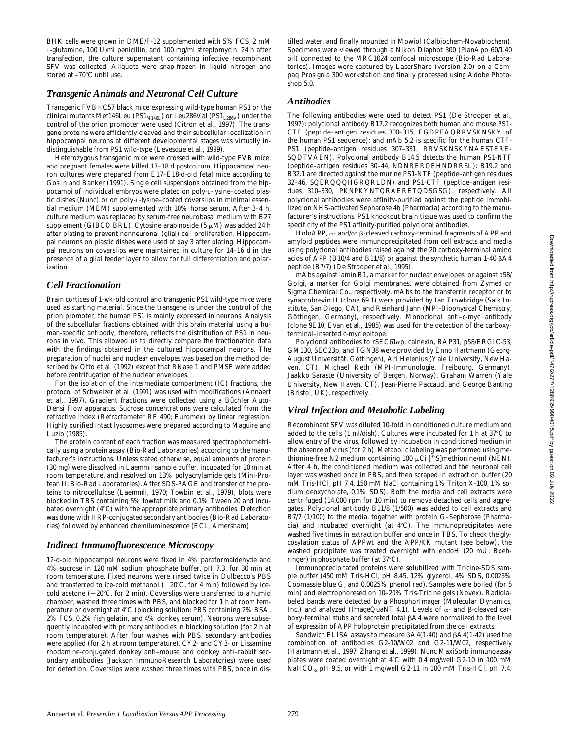BHK cells were grown in DME/F-12 supplemented with 5% FCS, 2 mM L-glutamine, 100 U/ml penicillin, and 100 mg/ml streptomycin. 24 h after transfection, the culture supernatant containing infective recombinant SFV was collected. Aliquots were snap-frozen in liquid nitrogen and stored at –70°C until use.

## *Transgenic Animals and Neuronal Cell Culture*

Transgenic FVB×C57 black mice expressing wild-type human PS1 or the clinical mutants Met146Leu ($PS1_{M146L}$) or Leu286Val ($PS1_{L286V}$) under the control of the prion promoter were used (Citron et al., 1997). The transgene proteins were efficiently cleaved and their subcellular localization in hippocampal neurons at different developmental stages was virtually indistinguishable from PS1 wild-type (Levesque et al., 1999).

Heterozygous transgenic mice were crossed with wild-type FVB mice, and pregnant females were killed 17–18 d postcoitum. Hippocampal neuron cultures were prepared from E17–E18-d-old fetal mice according to Goslin and Banker (1991). Single cell suspensions obtained from the hippocampi of individual embryos were plated on poly-L-lysine–coated plastic dishes (Nunc) or on poly-L-lysine–coated coverslips in minimal essential medium (MEM) supplemented with 10% horse serum. After 3–4 h, culture medium was replaced by serum-free neurobasal medium with B27 supplement (GIBCO BRL). Cytosine arabinoside (5 μM) was added 24 h after plating to prevent nonneuronal (glial) cell proliferation. Hippocampal neurons on plastic dishes were used at day 3 after plating. Hippocampal neurons on coverslips were maintained in culture for 14–16 d in the presence of a glial feeder layer to allow for full differentiation and polarization.

## *Cell Fractionation*

Brain cortices of 1-wk-old control and transgenic PS1 wild-type mice were used as starting material. Since the transgene is under the control of the prion promoter, the human PS1 is mainly expressed in neurons. Analysis of the subcellular fractions obtained with this brain material using a human-specific antibody, therefore, reflects the distribution of PS1 in neurons in vivo. This allowed us to directly compare the fractionation data with the findings obtained in the cultured hippocampal neurons. The preparation of nuclei and nuclear envelopes was based on the method described by Otto et al. (1992) except that RNase 1 and PMSF were added before centrifugation of the nuclear envelopes.

For the isolation of the intermediate compartment (IC) fractions, the protocol of Schweizer et al. (1991) was used with modifications (Annaert et al., 1997). Gradient fractions were collected using a Büchler Auto-Densi Flow apparatus. Sucrose concentrations were calculated from the refractive index (Refractometer RF 490; Euromex) by linear regression. Highly purified intact lysosomes were prepared according to Maguire and Luzio (1985).

The protein content of each fraction was measured spectrophotometrically using a protein assay (Bio-Rad Laboratories) according to the manufacturer's instructions. Unless stated otherwise, equal amounts of protein (30 mg) were dissolved in Laemmli sample buffer, incubated for 10 min at room temperature, and resolved on 13% polyacrylamide gels (Mini-Protean II; Bio-Rad Laboratories). After SDS-PAGE and transfer of the proteins to nitrocellulose (Laemmli, 1970; Towbin et al., 1979), blots were blocked in TBS containing 5% lowfat milk and 0.1% Tween 20 and incubated overnight (4°C) with the appropriate primary antibodies. Detection was done with HRP-conjugated secondary antibodies (Bio-Rad Laboratories) followed by enhanced chemiluminescence (ECL; Amersham).

## *Indirect Immunofluorescence Microscopy*

12-d-old hippocampal neurons were fixed in 4% paraformaldehyde and 4% sucrose in 120 mM sodium phosphate buffer, pH 7.3, for 30 min at room temperature. Fixed neurons were rinsed twice in Dulbecco's PBS and transferred to ice-cold methanol (−20°C, for 4 min) followed by ice-cold acetone (−20°C, for 2 min). Coverslips were transferred to a humid chamber, washed three times with PBS, and blocked for 1 h at room temperature or overnight at 4°C (blocking solution: PBS containing 2% BSA, 2% FCS, 0.2% fish gelatin, and 4% donkey serum). Neurons were subsequently incubated with primary antibodies in blocking solution (for 2 h at room temperature). After four washes with PBS, secondary antibodies were applied (for 2 h at room temperature). CY2- and CY3- or Lissamine rhodamine-conjugated donkey anti–mouse and donkey anti–rabbit secondary antibodies (Jackson ImmunoResearch Laboratories) were used for detection. Coverslips were washed three times with PBS, once in distilled water, and finally mounted in Mowiol (Calbiochem-Novabiochem). Specimens were viewed through a Nikon Diaphot 300 (PlanApo 60/1.40 oil) connected to the MRC1024 confocal microscope (Bio-Rad Laboratories). Images were captured by LaserSharp (version 2.0) on a Compaq Prosignia 300 workstation and finally processed using Adobe Photoshop 5.0.

## *Antibodies*

The following antibodies were used to detect PS1 (De Strooper et al., 1997): polyclonal antibody B17.2 recognizes both human and mouse PS1-CTF (peptide–antigen residues 300–315, EGDPEAQRRVSKNSKY of the human PS1 sequence); and mAb 5.2 is specific for the human CTF-PS1 (peptide–antigen residues 307–331, RRVSKNSKYNAESTERE-SQDTVAEN). Polyclonal antibody B14.5 detects the human PS1-NTF (peptide–antigen residues 30–44, NDNRERQEHNDRRSL); B19.2 and B32.1 are directed against the murine PS1-NTF (peptide–antigen residues 32–46, SQERQQQHGRQRLDN) and PS1-CTF (peptide–antigen residues 310–330, PKNPKYNTQRAERETQDSGSG), respectively. All polyclonal antibodies were affinity-purified against the peptide immobilized on NHS-activated Sepharose 4b (Pharmacia) according to the manufacturer's instructions. PS1 knockout brain tissue was used to confirm the specificity of the PS1 affinity-purified polyclonal antibodies.

HoloAPP, α- and/or β-cleaved carboxy-terminal fragments of APP and amyloid peptides were immunoprecipitated from cell extracts and media using polyclonal antibodies raised against the 20 carboxy-terminal amino acids of APP (B10/4 and B11/8) or against the synthetic human 1-40 βA4 peptide (B7/7) (De Strooper et al., 1995).

mAbs against lamin B1, a marker for nuclear envelopes, or against p58/Golgi, a marker for Golgi membranes, were obtained from Zymed or Sigma Chemical Co., respectively. mAbs to the transferrin receptor or to synaptobrevin II (clone 69.1) were provided by Ian Trowbridge (Salk Institute, San Diego, CA), and Reinhard Jahn (MPI-Biophysical Chemistry, Göttingen, Germany), respectively. Monoclonal anti–c-myc antibody (clone 9E10; Evan et al., 1985) was used for the detection of the carboxy-terminal–inserted c-myc epitope.

Polyclonal antibodies to rSEC61αp, calnexin, BAP31, p58/ERGIC-53, GM130, SEC23p, and TGN38 were provided by Enno Hartmann (Georg-August Universität, Göttingen), Ari Helenius (Yale University, New Haven, CT), Michael Reth (MPI-Immunologie, Freibourg, Germany), Jaakko Saraste (University of Bergen, Norway), Graham Warren (Yale University, New Haven, CT), Jean-Pierre Paccaud, and George Banting (Bristol, UK), respectively.

## *Viral Infection and Metabolic Labeling*

Recombinant SFV was diluted 10-fold in conditioned culture medium and added to the cells (1 ml/dish). Cultures were incubated for 1 h at 37°C to allow entry of the virus, followed by incubation in conditioned medium in the absence of virus (for 2 h). Metabolic labeling was performed using methionine-free N2 medium containing 100 μCi [$^{35}$S]methionine/ml (NEN). After 4 h, the conditioned medium was collected and the neuronal cell layer was washed once in PBS, and then scraped in extraction buffer (20 mM Tris-HCl, pH 7.4, 150 mM NaCl containing 1% Triton X-100, 1% sodium deoxycholate, 0.1% SDS). Both the media and cell extracts were centrifuged (14,000 rpm for 10 min) to remove detached cells and aggregates. Polyclonal antibody B11/8 (1/500) was added to cell extracts and B7/7 (1/100) to the media, together with protein G–Sepharose (Pharmacia) and incubated overnight (at 4°C). The immunoprecipitates were washed five times in extraction buffer and once in TBS. To check the glycosylation status of APPwt and the APP/KK mutant (see below), the washed precipitate was treated overnight with endoH (20 mU; Boehringer) in phosphate buffer (at 37°C).

Immunoprecipitated proteins were solubilized with Tricine-SDS sample buffer (450 mM Tris-HCl, pH 8.45, 12% glycerol, 4% SDS, 0.0025% Coomassie blue G, and 0.0025% phenol red). Samples were boiled (for 5 min) and electrophoresed on 10–20% Tris-Tricine gels (Novex). Radiolabeled bands were detected by a PhosphorImager (Molecular Dynamics, Inc.) and analyzed (ImageQuaNT 4.1). Levels of α- and β-cleaved carboxy-terminal stubs and secreted total βA4 were normalized to the level of expression of APP holoprotein precipitated from the cell extracts.

Sandwich ELISA assays to measure βA4(1-40) and βA4(1-42) used the combination of antibodies G2-10/W02 and G2-11/W02, respectively (Hartmann et al., 1997; Zhang et al., 1999). Nunc MaxiSorb immunoassay plates were coated overnight at 4°C with 0.4 mg/well G2-10 in 100 mM $NaHCO_3$, pH 9.5, or with 1 mg/well G2-11 in 100 mM Tris-HCl, pH 7.4.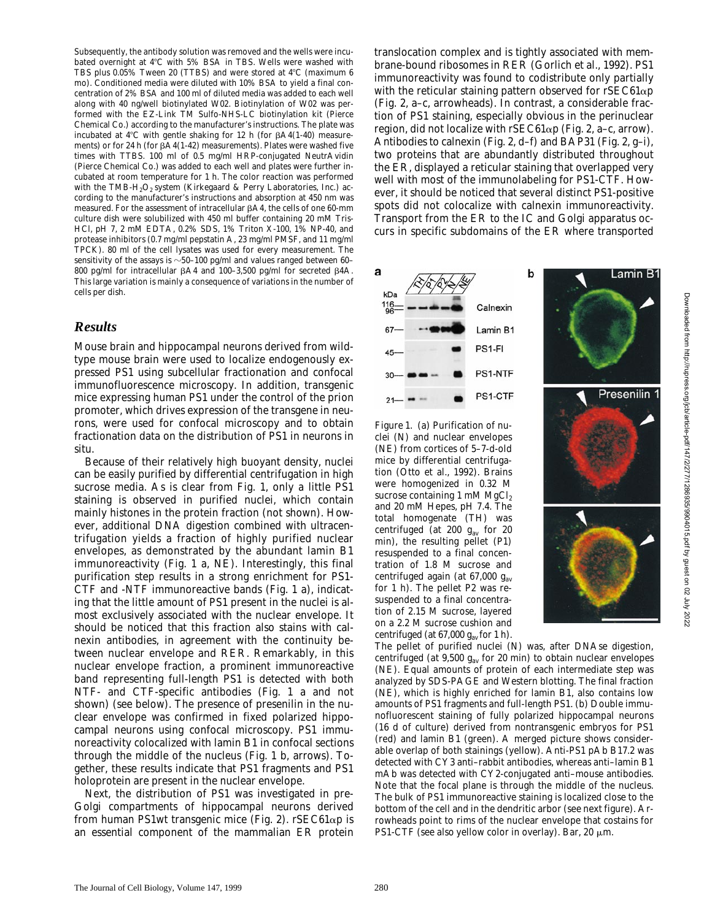Subsequently, the antibody solution was removed and the wells were incubated overnight at 4°C with 5% BSA in TBS. Wells were washed with TBS plus 0.05% Tween 20 (TTBS) and were stored at 4°C (maximum 6 mo). Conditioned media were diluted with 10% BSA to yield a final concentration of 2% BSA and 100 ml of diluted media was added to each well along with 40 ng/well biotinylated W02. Biotinylation of W02 was performed with the EZ-Link TM Sulfo-NHS-LC biotinylation kit (Pierce Chemical Co.) according to the manufacturer's instructions. The plate was incubated at 4°C with gentle shaking for 12 h (for βA4(1-40) measurements) or for 24 h (for βA4(1-42) measurements). Plates were washed five times with TTBS. 100 ml of 0.5 mg/ml HRP-conjugated NeutrAvidin (Pierce Chemical Co.) was added to each well and plates were further incubated at room temperature for 1 h. The color reaction was performed with the TMB-$H_2O_2$ system (Kirkegaard & Perry Laboratories, Inc.) according to the manufacturer's instructions and absorption at 450 nm was measured. For the assessment of intracellular βA4, the cells of one 60-mm culture dish were solubilized with 450 ml buffer containing 20 mM Tris-HCl, pH 7, 2 mM EDTA, 0.2% SDS, 1% Triton X-100, 1% NP-40, and protease inhibitors (0.7 mg/ml pepstatin A, 23 mg/ml PMSF, and 11 mg/ml TPCK). 80 ml of the cell lysates was used for every measurement. The sensitivity of the assays is ~50–100 pg/ml and values ranged between 60–800 pg/ml for intracellular βA4 and 100–3,500 pg/ml for secreted βA4. This large variation is mainly a consequence of variations in the number of cells per dish.

## *Results*

Mouse brain and hippocampal neurons derived from wild-type mouse brain were used to localize endogenously expressed PS1 using subcellular fractionation and confocal immunofluorescence microscopy. In addition, transgenic mice expressing human PS1 under the control of the prion promoter, which drives expression of the transgene in neurons, were used for confocal microscopy and to obtain fractionation data on the distribution of PS1 in neurons in situ.

Because of their relatively high buoyant density, nuclei can be easily purified by differential centrifugation in high sucrose media. As is clear from Fig. 1, only a little PS1 staining is observed in purified nuclei, which contain mainly histones in the protein fraction (not shown). However, additional DNA digestion combined with ultracentrifugation yields a fraction of highly purified nuclear envelopes, as demonstrated by the abundant lamin B1 immunoreactivity (Fig. 1 a, NE). Interestingly, this final purification step results in a strong enrichment for PS1-CTF and -NTF immunoreactive bands (Fig. 1 a), indicating that the little amount of PS1 present in the nuclei is almost exclusively associated with the nuclear envelope. It should be noticed that this fraction also stains with calnexin antibodies, in agreement with the continuity between nuclear envelope and RER. Remarkably, in this nuclear envelope fraction, a prominent immunoreactive band representing full-length PS1 is detected with both NTF- and CTF-specific antibodies (Fig. 1 a and not shown) (see below). The presence of presenilin in the nuclear envelope was confirmed in fixed polarized hippocampal neurons using confocal microscopy. PS1 immunoreactivity colocalized with lamin B1 in confocal sections through the middle of the nucleus (Fig. 1 b, arrows). Together, these results indicate that PS1 fragments and PS1 holoprotein are present in the nuclear envelope.

Next, the distribution of PS1 was investigated in pre-Golgi compartments of hippocampal neurons derived from human PS1wt transgenic mice (Fig. 2). rSEC61αp is an essential component of the mammalian ER protein translocation complex and is tightly associated with membrane-bound ribosomes in RER (Gorlich et al., 1992). PS1 immunoreactivity was found to codistribute only partially with the reticular staining pattern observed for rSEC61αp (Fig. 2, a–c, arrowheads). In contrast, a considerable fraction of PS1 staining, especially obvious in the perinuclear region, did not localize with rSEC61αp (Fig. 2, a–c, arrow). Antibodies to calnexin (Fig. 2, d–f) and BAP31 (Fig. 2, g–i), two proteins that are abundantly distributed throughout the ER, displayed a reticular staining that overlapped very well with most of the immunolabeling for PS1-CTF. However, it should be noticed that several distinct PS1-positive spots did not colocalize with calnexin immunoreactivity. Transport from the ER to the IC and Golgi apparatus occurs in specific subdomains of the ER where transported

Figure 1. (a) Purification of nuclei (N) and nuclear envelopes (NE) from cortices of 5–7-d-old mice by differential centrifugation (Otto et al., 1992). Brains were homogenized in 0.32 M sucrose containing 1 mM $MgCl_2$ and 20 mM Hepes, pH 7.4. The total homogenate (TH) was centrifuged (at 200 $g_{av}$ for 20 min), the resulting pellet (P1) resuspended to a final concentration of 1.8 M sucrose and centrifuged again (at 67,000 $g_{av}$ for 1 h). The pellet P2 was resuspended to a final concentration of 2.15 M sucrose, layered on a 2.2 M sucrose cushion and centrifuged (at 67,000 $g_{av}$ for 1 h). The pellet of purified nuclei (N) was, after DNAse digestion, centrifuged (at 9,500 $g_{av}$ for 20 min) to obtain nuclear envelopes (NE). Equal amounts of protein of each intermediate step was analyzed by SDS-PAGE and Western blotting. The final fraction (NE), which is highly enriched for lamin B1, also contains low amounts of PS1 fragments and full-length PS1. (b) Double immunofluorescent staining of fully polarized hippocampal neurons (16 d of culture) derived from nontransgenic embryos for PS1 (red) and lamin B1 (green). A merged picture shows considerable overlap of both stainings (yellow). Anti-PS1 pAb B17.2 was detected with CY3 anti–rabbit antibodies, whereas anti–lamin B1 mAb was detected with CY2-conjugated anti–mouse antibodies. Note that the focal plane is through the middle of the nucleus. The bulk of PS1 immunoreactive staining is localized close to the bottom of the cell and in the dendritic arbor (see next figure). Arrowheads point to rims of the nuclear envelope that costains for PS1-CTF (see also yellow color in overlay). Bar, 20 μm.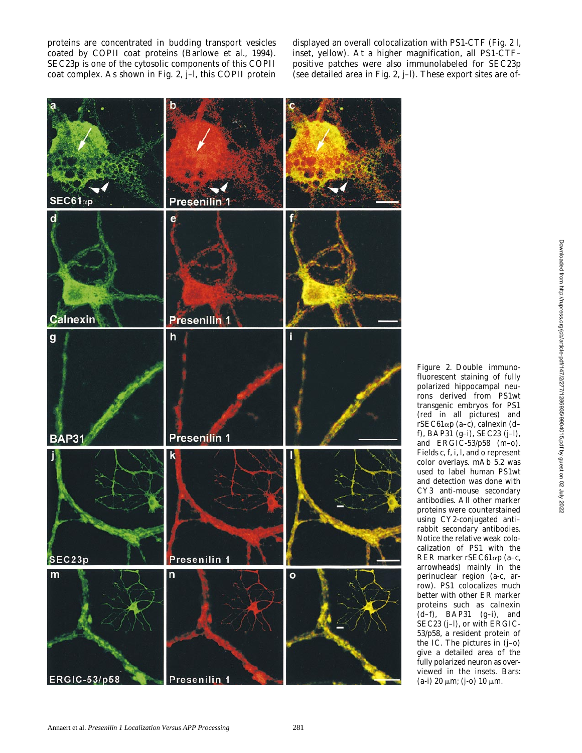proteins are concentrated in budding transport vesicles coated by COPII coat proteins (Barlowe et al., 1994). SEC23p is one of the cytosolic components of this COPII coat complex. As shown in Fig. 2, j–l, this COPII protein displayed an overall colocalization with PS1-CTF (Fig. 2 l, inset, yellow). At a higher magnification, all PS1-CTF–positive patches were also immunolabeled for SEC23p (see detailed area in Fig. 2, j–l). These export sites are of-

Figure 2. Double immunofluorescent staining of fully polarized hippocampal neurons derived from PS1wt transgenic embryos for PS1 (red in all pictures) and rSEC61αp (a–c), calnexin (d–f), BAP31 (g–i), SEC23 (j–l), and ERGIC-53/p58 (m–o). Fields c, f, i, l, and o represent color overlays. mAb 5.2 was used to label human PS1wt and detection was done with CY3 anti-mouse secondary antibodies. All other marker proteins were counterstained using CY2-conjugated anti–rabbit secondary antibodies. Notice the relative weak colocalization of PS1 with the RER marker rSEC61αp (a–c, arrowheads) mainly in the perinuclear region (a–c, arrow). PS1 colocalizes much better with other ER marker proteins such as calnexin (d–f), BAP31 (g–i), and SEC23 (j–l), or with ERGIC-53/p58, a resident protein of the IC. The pictures in (j–o) give a detailed area of the fully polarized neuron as overviewed in the insets. Bars: (a-i) 20 μm; (j-o) 10 μm.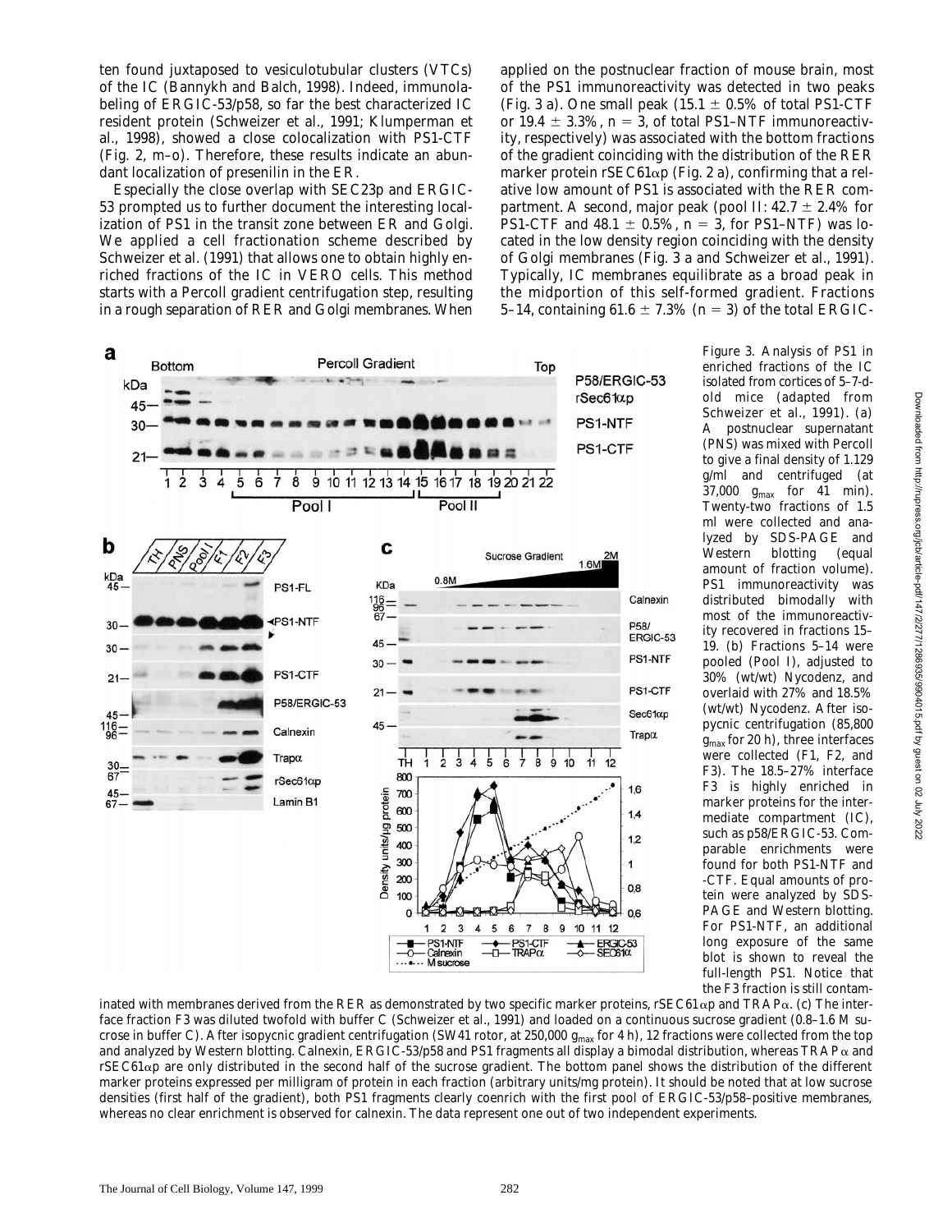ten found juxtaposed to vesiculotubular clusters (VTCs) of the IC (Bannykh and Balch, 1998). Indeed, immunolabeling of ERGIC-53/p58, so far the best characterized IC resident protein (Schweizer et al., 1991; Klumperman et al., 1998), showed a close colocalization with PS1-CTF (Fig. 2, m–o). Therefore, these results indicate an abundant localization of presenilin in the ER.

Especially the close overlap with SEC23p and ERGIC-53 prompted us to further document the interesting localization of PS1 in the transit zone between ER and Golgi. We applied a cell fractionation scheme described by Schweizer et al. (1991) that allows one to obtain highly enriched fractions of the IC in VERO cells. This method starts with a Percoll gradient centrifugation step, resulting in a rough separation of RER and Golgi membranes. When applied on the postnuclear fraction of mouse brain, most of the PS1 immunoreactivity was detected in two peaks (Fig. 3 a). One small peak (15.1 ± 0.5% of total PS1-CTF or 19.4 ± 3.3%, $n = 3$, of total PS1–NTF immunoreactivity, respectively) was associated with the bottom fractions of the gradient coinciding with the distribution of the RER marker protein rSEC61αp (Fig. 2 a), confirming that a relative low amount of PS1 is associated with the RER compartment. A second, major peak (pool II: 42.7 ± 2.4% for PS1-CTF and 48.1 ± 0.5%, $n = 3$, for PS1–NTF) was located in the low density region coinciding with the density of Golgi membranes (Fig. 3 a and Schweizer et al., 1991). Typically, IC membranes equilibrate as a broad peak in the midportion of this self-formed gradient. Fractions 5–14, containing 61.6 ± 7.3% ($n = 3$) of the total ERGIC-

Figure 3. Analysis of PS1 in enriched fractions of the IC isolated from cortices of 5–7-d-old mice (adapted from Schweizer et al., 1991). (a) A postnuclear supernatant (PNS) was mixed with Percoll to give a final density of 1.129 g/ml and centrifuged (at 37,000 $g_{max}$ for 41 min). Twenty-two fractions of 1.5 ml were collected and analyzed by SDS-PAGE and Western blotting (equal amount of fraction volume). PS1 immunoreactivity was distributed bimodally with most of the immunoreactivity recovered in fractions 15–19. (b) Fractions 5–14 were pooled (Pool I), adjusted to 30% (wt/wt) Nycodenz, and overlaid with 27% and 18.5% (wt/wt) Nycodenz. After isopycnic centrifugation (85,800 $g_{max}$ for 20 h), three interfaces were collected (F1, F2, and F3). The 18.5–27% interface F3 is highly enriched in marker proteins for the intermediate compartment (IC), such as p58/ERGIC-53. Comparable enrichments were found for both PS1-NTF and -CTF. Equal amounts of protein were analyzed by SDS-PAGE and Western blotting. For PS1-NTF, an additional long exposure of the same blot is shown to reveal the full-length PS1. Notice that the F3 fraction is still contaminated with membranes derived from the RER as demonstrated by two specific marker proteins, rSEC61αp and TRAPα. (c) The interface fraction F3 was diluted twofold with buffer C (Schweizer et al., 1991) and loaded on a continuous sucrose gradient (0.8–1.6 M sucrose in buffer C). After isopycnic gradient centrifugation (SW41 rotor, at 250,000 $g_{max}$ for 4 h), 12 fractions were collected from the top and analyzed by Western blotting. Calnexin, ERGIC-53/p58 and PS1 fragments all display a bimodal distribution, whereas TRAPα and rSEC61αp are only distributed in the second half of the sucrose gradient. The bottom panel shows the distribution of the different marker proteins expressed per milligram of protein in each fraction (arbitrary units/mg protein). It should be noted that at low sucrose densities (first half of the gradient), both PS1 fragments clearly coenrich with the first pool of ERGIC-53/p58–positive membranes, whereas no clear enrichment is observed for calnexin. The data represent one out of two independent experiments.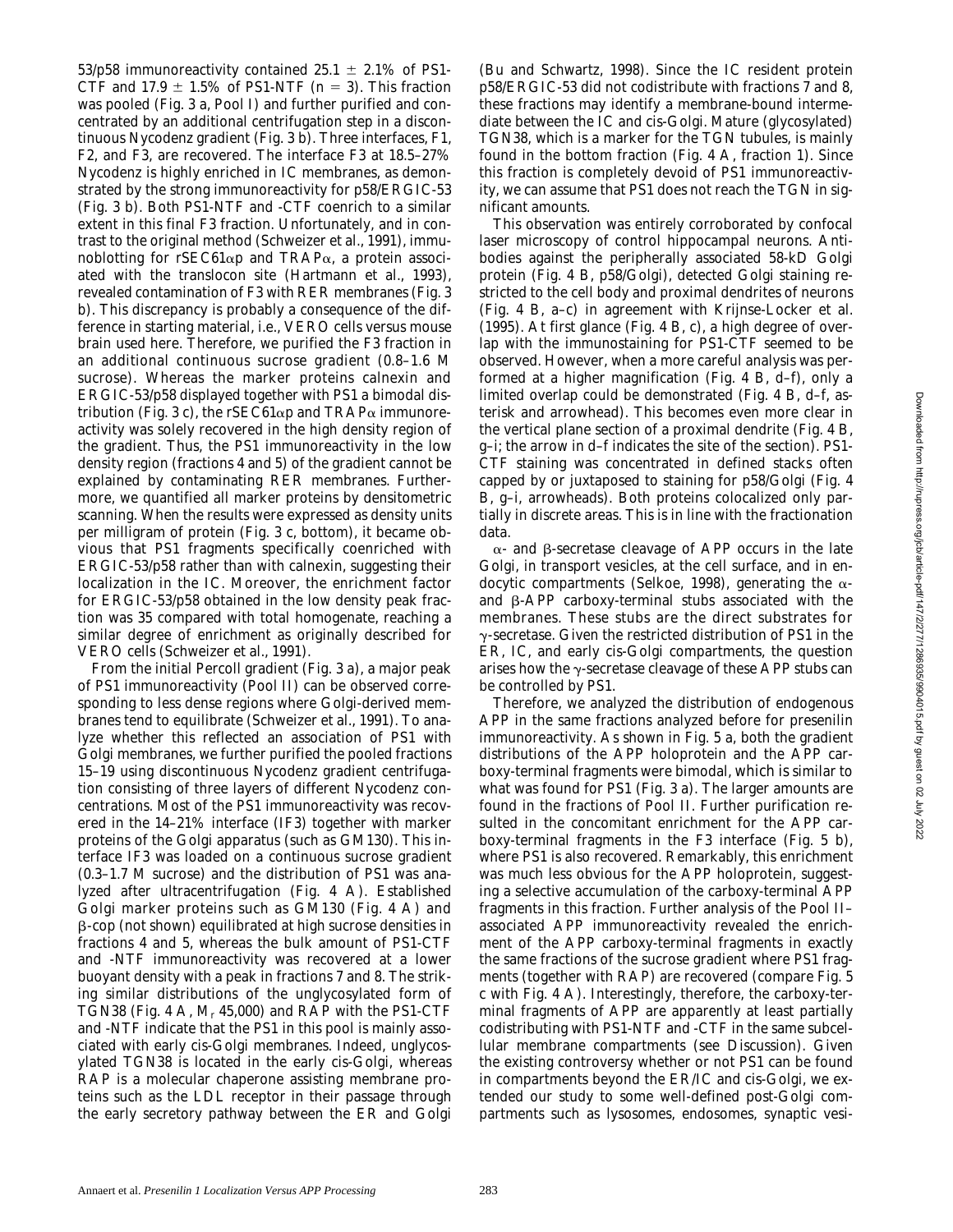53/p58 immunoreactivity contained 25.1 ± 2.1% of PS1-CTF and 17.9 ± 1.5% of PS1-NTF (*n* = 3). This fraction was pooled (Fig. 3 a, Pool I) and further purified and concentrated by an additional centrifugation step in a discontinuous Nycodenz gradient (Fig. 3 b). Three interfaces, F1, F2, and F3, are recovered. The interface F3 at 18.5–27% Nycodenz is highly enriched in IC membranes, as demonstrated by the strong immunoreactivity for p58/ERGIC-53 (Fig. 3 b). Both PS1-NTF and -CTF coenrich to a similar extent in this final F3 fraction. Unfortunately, and in contrast to the original method (Schweizer et al., 1991), immunoblotting for rSEC61αp and TRAPα, a protein associated with the translocon site (Hartmann et al., 1993), revealed contamination of F3 with RER membranes (Fig. 3 b). This discrepancy is probably a consequence of the difference in starting material, i.e., VERO cells versus mouse brain used here. Therefore, we purified the F3 fraction in an additional continuous sucrose gradient (0.8–1.6 M sucrose). Whereas the marker proteins calnexin and ERGIC-53/p58 displayed together with PS1 a bimodal distribution (Fig. 3 c), the rSEC61αp and TRAPα immunoreactivity was solely recovered in the high density region of the gradient. Thus, the PS1 immunoreactivity in the low density region (fractions 4 and 5) of the gradient cannot be explained by contaminating RER membranes. Furthermore, we quantified all marker proteins by densitometric scanning. When the results were expressed as density units per milligram of protein (Fig. 3 c, bottom), it became obvious that PS1 fragments specifically coenriched with ERGIC-53/p58 rather than with calnexin, suggesting their localization in the IC. Moreover, the enrichment factor for ERGIC-53/p58 obtained in the low density peak fraction was 35 compared with total homogenate, reaching a similar degree of enrichment as originally described for VERO cells (Schweizer et al., 1991).

From the initial Percoll gradient (Fig. 3 a), a major peak of PS1 immunoreactivity (Pool II) can be observed corresponding to less dense regions where Golgi-derived membranes tend to equilibrate (Schweizer et al., 1991). To analyze whether this reflected an association of PS1 with Golgi membranes, we further purified the pooled fractions 15–19 using discontinuous Nycodenz gradient centrifugation consisting of three layers of different Nycodenz concentrations. Most of the PS1 immunoreactivity was recovered in the 14–21% interface (IF3) together with marker proteins of the Golgi apparatus (such as GM130). This interface IF3 was loaded on a continuous sucrose gradient (0.3–1.7 M sucrose) and the distribution of PS1 was analyzed after ultracentrifugation (Fig. 4 A). Established Golgi marker proteins such as GM130 (Fig. 4 A) and β-cop (not shown) equilibrated at high sucrose densities in fractions 4 and 5, whereas the bulk amount of PS1-CTF and -NTF immunoreactivity was recovered at a lower buoyant density with a peak in fractions 7 and 8. The striking similar distributions of the unglycosylated form of TGN38 (Fig. 4 A, $M_r$ 45,000) and RAP with the PS1-CTF and -NTF indicate that the PS1 in this pool is mainly associated with early cis-Golgi membranes. Indeed, unglycosylated TGN38 is located in the early cis-Golgi, whereas RAP is a molecular chaperone assisting membrane proteins such as the LDL receptor in their passage through the early secretory pathway between the ER and Golgi (Bu and Schwartz, 1998). Since the IC resident protein p58/ERGIC-53 did not codistribute with fractions 7 and 8, these fractions may identify a membrane-bound intermediate between the IC and cis-Golgi. Mature (glycosylated) TGN38, which is a marker for the TGN tubules, is mainly found in the bottom fraction (Fig. 4 A, fraction 1). Since this fraction is completely devoid of PS1 immunoreactivity, we can assume that PS1 does not reach the TGN in significant amounts.

This observation was entirely corroborated by confocal laser microscopy of control hippocampal neurons. Antibodies against the peripherally associated 58-kD Golgi protein (Fig. 4 B, p58/Golgi), detected Golgi staining restricted to the cell body and proximal dendrites of neurons (Fig. 4 B, a–c) in agreement with Krijnse-Locker et al. (1995). At first glance (Fig. 4 B, c), a high degree of overlap with the immunostaining for PS1-CTF seemed to be observed. However, when a more careful analysis was performed at a higher magnification (Fig. 4 B, d–f), only a limited overlap could be demonstrated (Fig. 4 B, d–f, asterisk and arrowhead). This becomes even more clear in the vertical plane section of a proximal dendrite (Fig. 4 B, g–i; the arrow in d–f indicates the site of the section). PS1-CTF staining was concentrated in defined stacks often capped by or juxtaposed to staining for p58/Golgi (Fig. 4 B, g–i, arrowheads). Both proteins colocalized only partially in discrete areas. This is in line with the fractionation data.

α- and β-secretase cleavage of APP occurs in the late Golgi, in transport vesicles, at the cell surface, and in endocytic compartments (Selkoe, 1998), generating the α- and β-APP carboxy-terminal stubs associated with the membranes. These stubs are the direct substrates for γ-secretase. Given the restricted distribution of PS1 in the ER, IC, and early cis-Golgi compartments, the question arises how the γ-secretase cleavage of these APP stubs can be controlled by PS1.

Therefore, we analyzed the distribution of endogenous APP in the same fractions analyzed before for presenilin immunoreactivity. As shown in Fig. 5 a, both the gradient distributions of the APP holoprotein and the APP carboxy-terminal fragments were bimodal, which is similar to what was found for PS1 (Fig. 3 a). The larger amounts are found in the fractions of Pool II. Further purification resulted in the concomitant enrichment for the APP carboxy-terminal fragments in the F3 interface (Fig. 5 b), where PS1 is also recovered. Remarkably, this enrichment was much less obvious for the APP holoprotein, suggesting a selective accumulation of the carboxy-terminal APP fragments in this fraction. Further analysis of the Pool II–associated APP immunoreactivity revealed the enrichment of the APP carboxy-terminal fragments in exactly the same fractions of the sucrose gradient where PS1 fragments (together with RAP) are recovered (compare Fig. 5 c with Fig. 4 A). Interestingly, therefore, the carboxy-terminal fragments of APP are apparently at least partially codistributing with PS1-NTF and -CTF in the same subcellular membrane compartments (see Discussion). Given the existing controversy whether or not PS1 can be found in compartments beyond the ER/IC and cis-Golgi, we extended our study to some well-defined post-Golgi compartments such as lysosomes, endosomes, synaptic vesi-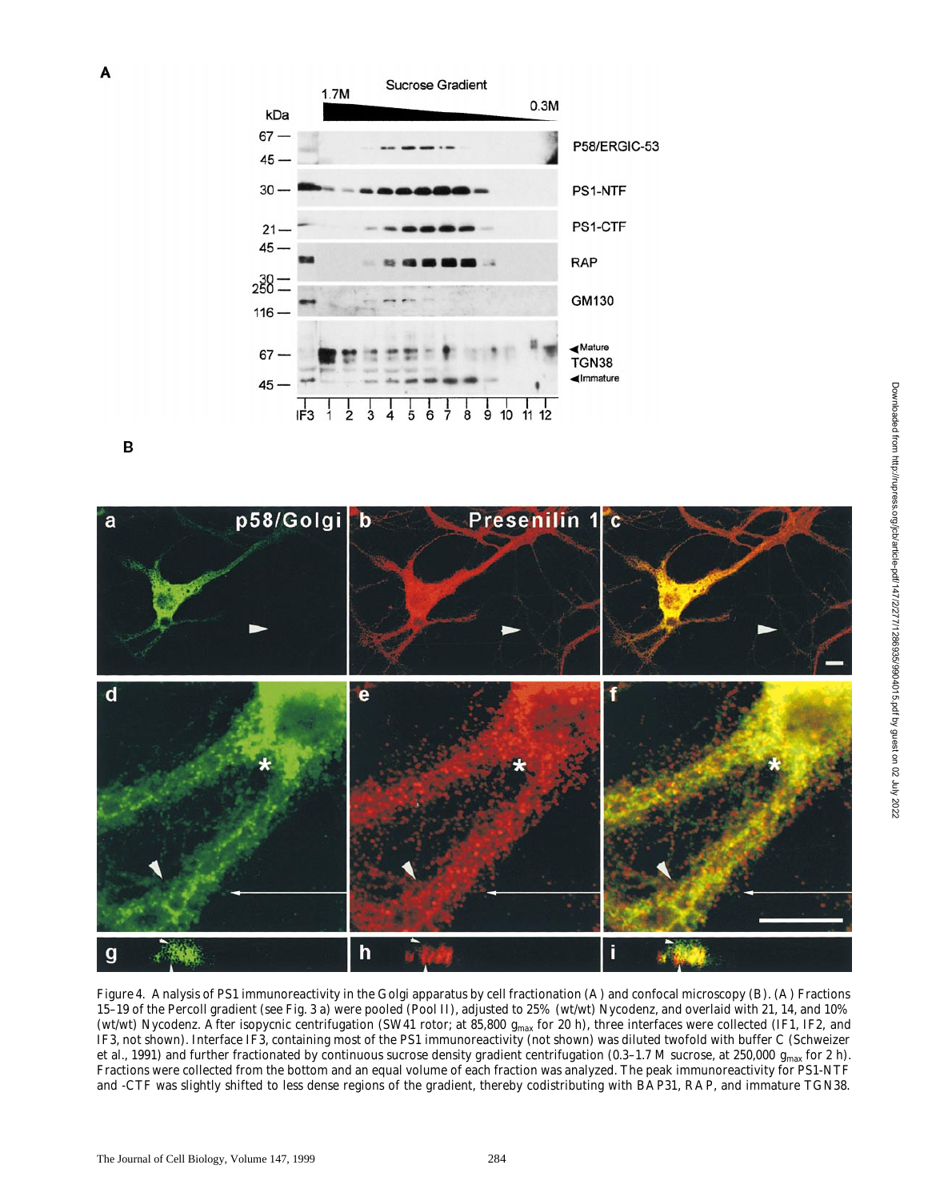Figure 4. Analysis of PS1 immunoreactivity in the Golgi apparatus by cell fractionation (A) and confocal microscopy (B). (A) Fractions 15–19 of the Percoll gradient (see Fig. 3 a) were pooled (Pool II), adjusted to 25% (wt/wt) Nycodenz, and overlaid with 21, 14, and 10% (wt/wt) Nycodenz. After isopycnic centrifugation (SW41 rotor; at 85,800 $g_{max}$ for 20 h), three interfaces were collected (IF1, IF2, and IF3, not shown). Interface IF3, containing most of the PS1 immunoreactivity (not shown) was diluted twofold with buffer C (Schweizer et al., 1991) and further fractionated by continuous sucrose density gradient centrifugation (0.3–1.7 M sucrose, at 250,000 $g_{max}$ for 2 h). Fractions were collected from the bottom and an equal volume of each fraction was analyzed. The peak immunoreactivity for PS1-NTF and -CTF was slightly shifted to less dense regions of the gradient, thereby codistributing with BAP31, RAP, and immature TGN38.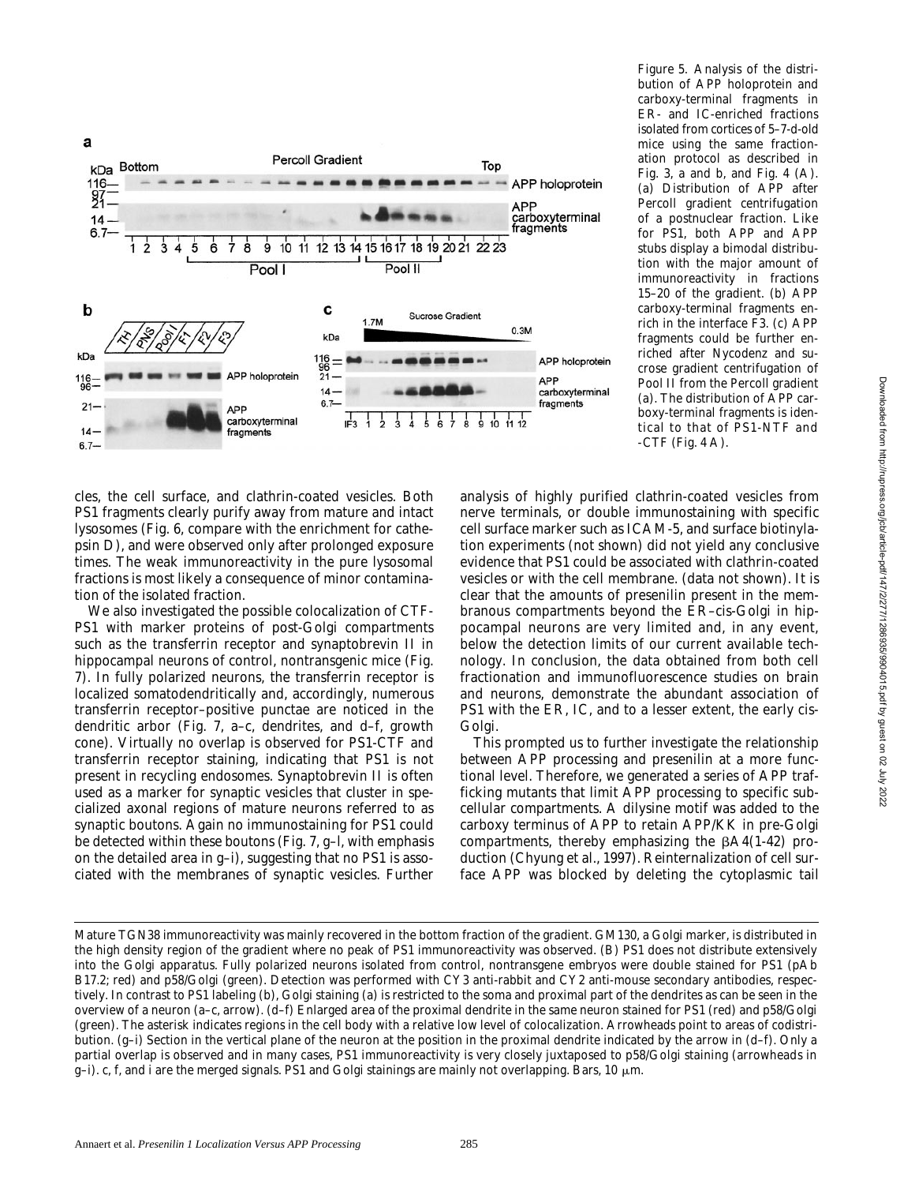Figure 5. Analysis of the distribution of APP holoprotein and carboxy-terminal fragments in ER- and IC-enriched fractions isolated from cortices of 5–7-d-old mice using the same fractionation protocol as described in Fig. 3, a and b, and Fig. 4 (A). (a) Distribution of APP after Percoll gradient centrifugation of a postnuclear fraction. Like for PS1, both APP and APP stubs display a bimodal distribution with the major amount of immunoreactivity in fractions 15–20 of the gradient. (b) APP carboxy-terminal fragments enrich in the interface F3. (c) APP fragments could be further enriched after Nycodenz and sucrose gradient centrifugation of Pool II from the Percoll gradient (a). The distribution of APP carboxy-terminal fragments is identical to that of PS1-NTF and -CTF (Fig. 4 A).

cles, the cell surface, and clathrin-coated vesicles. Both PS1 fragments clearly purify away from mature and intact lysosomes (Fig. 6, compare with the enrichment for cathepsin D), and were observed only after prolonged exposure times. The weak immunoreactivity in the pure lysosomal fractions is most likely a consequence of minor contamination of the isolated fraction.

We also investigated the possible colocalization of CTF-PS1 with marker proteins of post-Golgi compartments such as the transferrin receptor and synaptobrevin II in hippocampal neurons of control, nontransgenic mice (Fig. 7). In fully polarized neurons, the transferrin receptor is localized somatodendritically and, accordingly, numerous transferrin receptor–positive punctae are noticed in the dendritic arbor (Fig. 7, a–c, dendrites, and d–f, growth cone). Virtually no overlap is observed for PS1-CTF and transferrin receptor staining, indicating that PS1 is not present in recycling endosomes. Synaptobrevin II is often used as a marker for synaptic vesicles that cluster in specialized axonal regions of mature neurons referred to as synaptic boutons. Again no immunostaining for PS1 could be detected within these boutons (Fig. 7, g–l, with emphasis on the detailed area in g–i), suggesting that no PS1 is associated with the membranes of synaptic vesicles. Further analysis of highly purified clathrin-coated vesicles from nerve terminals, or double immunostaining with specific cell surface marker such as ICAM-5, and surface biotinylation experiments (not shown) did not yield any conclusive evidence that PS1 could be associated with clathrin-coated vesicles or with the cell membrane. (data not shown). It is clear that the amounts of presenilin present in the membranous compartments beyond the ER–cis-Golgi in hippocampal neurons are very limited and, in any event, below the detection limits of our current available technology. In conclusion, the data obtained from both cell fractionation and immunofluorescence studies on brain and neurons, demonstrate the abundant association of PS1 with the ER, IC, and to a lesser extent, the early cis-Golgi.

This prompted us to further investigate the relationship between APP processing and presenilin at a more functional level. Therefore, we generated a series of APP trafficking mutants that limit APP processing to specific subcellular compartments. A dilysine motif was added to the carboxy terminus of APP to retain APP/KK in pre-Golgi compartments, thereby emphasizing the βA4(1-42) production (Chyung et al., 1997). Reinternalization of cell surface APP was blocked by deleting the cytoplasmic tail

Mature TGN38 immunoreactivity was mainly recovered in the bottom fraction of the gradient. GM130, a Golgi marker, is distributed in the high density region of the gradient where no peak of PS1 immunoreactivity was observed. (B) PS1 does not distribute extensively into the Golgi apparatus. Fully polarized neurons isolated from control, nontransgene embryos were double stained for PS1 (pAb B17.2; red) and p58/Golgi (green). Detection was performed with CY3 anti-rabbit and CY2 anti-mouse secondary antibodies, respectively. In contrast to PS1 labeling (b), Golgi staining (a) is restricted to the soma and proximal part of the dendrites as can be seen in the overview of a neuron (a–c, arrow). (d–f) Enlarged area of the proximal dendrite in the same neuron stained for PS1 (red) and p58/Golgi (green). The asterisk indicates regions in the cell body with a relative low level of colocalization. Arrowheads point to areas of codistribution. (g–i) Section in the vertical plane of the neuron at the position in the proximal dendrite indicated by the arrow in (d–f). Only a partial overlap is observed and in many cases, PS1 immunoreactivity is very closely juxtaposed to p58/Golgi staining (arrowheads in g–i). c, f, and i are the merged signals. PS1 and Golgi stainings are mainly not overlapping. Bars, 10 μm.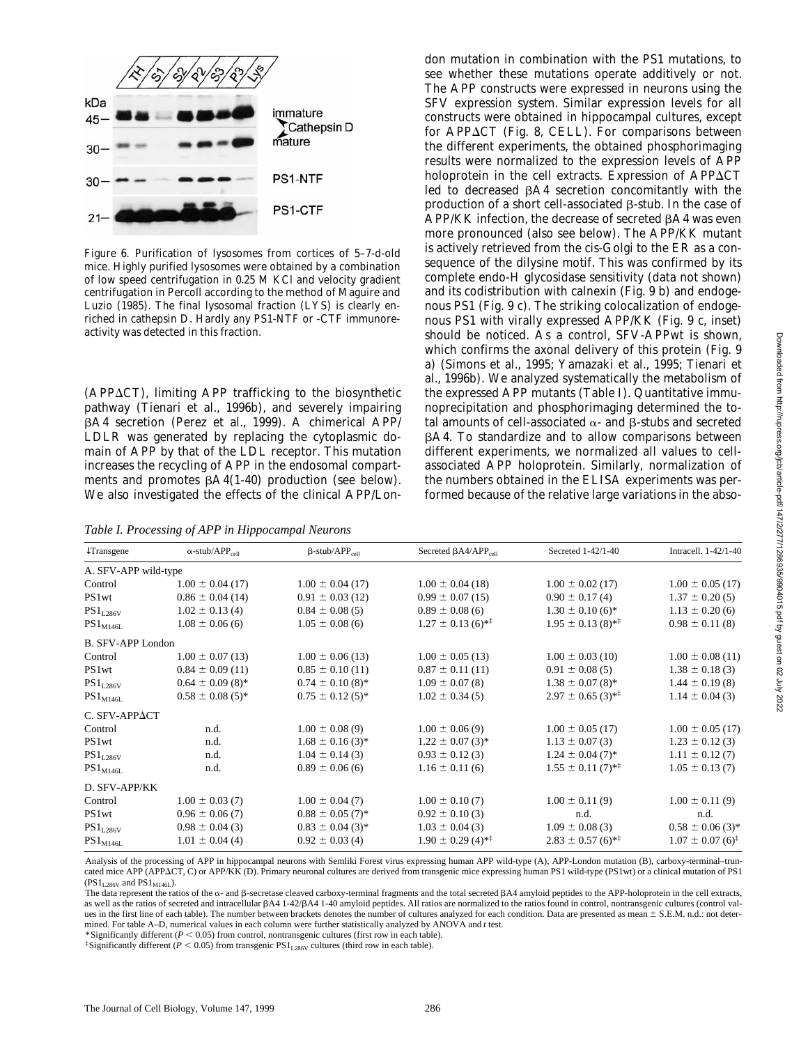Figure 6. Purification of lysosomes from cortices of 5–7-d-old mice. Highly purified lysosomes were obtained by a combination of low speed centrifugation in 0.25 M KCl and velocity gradient centrifugation in Percoll according to the method of Maguire and Luzio (1985). The final lysosomal fraction (LYS) is clearly enriched in cathepsin D. Hardly any PS1-NTF or -CTF immunoreactivity was detected in this fraction.

(APPΔCT), limiting APP trafficking to the biosynthetic pathway (Tienari et al., 1996b), and severely impairing βA4 secretion (Perez et al., 1999). A chimerical APP/LDLR was generated by replacing the cytoplasmic domain of APP by that of the LDL receptor. This mutation increases the recycling of APP in the endosomal compartments and promotes βA4(1-40) production (see below). We also investigated the effects of the clinical APP/London mutation in combination with the PS1 mutations, to see whether these mutations operate additively or not. The APP constructs were expressed in neurons using the SFV expression system. Similar expression levels for all constructs were obtained in hippocampal cultures, except for APPΔCT (Fig. 8, CELL). For comparisons between the different experiments, the obtained phosphorimaging results were normalized to the expression levels of APP holoprotein in the cell extracts. Expression of APPΔCT led to decreased βA4 secretion concomitantly with the production of a short cell-associated β-stub. In the case of APP/KK infection, the decrease of secreted βA4 was even more pronounced (also see below). The APP/KK mutant is actively retrieved from the cis-Golgi to the ER as a consequence of the dilysine motif. This was confirmed by its complete endo-H glycosidase sensitivity (data not shown) and its codistribution with calnexin (Fig. 9 b) and endogenous PS1 (Fig. 9 c). The striking colocalization of endogenous PS1 with virally expressed APP/KK (Fig. 9 c, inset) should be noticed. As a control, SFV-APPwt is shown, which confirms the axonal delivery of this protein (Fig. 9 a) (Simons et al., 1995; Yamazaki et al., 1995; Tienari et al., 1996b). We analyzed systematically the metabolism of the expressed APP mutants (Table I). Quantitative immunoprecipitation and phosphorimaging determined the total amounts of cell-associated α- and β-stubs and secreted βA4. To standardize and to allow comparisons between different experiments, we normalized all values to cell-associated APP holoprotein. Similarly, normalization of the numbers obtained in the ELISA experiments was performed because of the relative large variations in the abso-

*Table I. Processing of APP in Hippocampal Neurons*

| ↓Transgene | α-stub/APP$_{cell}$ | β-stub/APP$_{cell}$ | Secreted βA4/APP$_{cell}$ | Secreted 1-42/1-40 | Intracell. 1-42/1-40 |
|---|---|---|---|---|---|
| A. SFV-APP wild-type | | | | | |
| Control | 1.00 ± 0.04 (17) | 1.00 ± 0.04 (17) | 1.00 ± 0.04 (18) | 1.00 ± 0.02 (17) | 1.00 ± 0.05 (17) |
| PS1wt | 0.86 ± 0.04 (14) | 0.91 ± 0.03 (12) | 0.99 ± 0.07 (15) | 0.90 ± 0.17 (4) | 1.37 ± 0.20 (5) |
| PS1$_{L286V}$ | 1.02 ± 0.13 (4) | 0.84 ± 0.08 (5) | 0.89 ± 0.08 (6) | 1.30 ± 0.10 (6)* | 1.13 ± 0.20 (6) |
| PS1$_{M146L}$ | 1.08 ± 0.06 (6) | 1.05 ± 0.08 (6) | 1.27 ± 0.13 (6)*‡ | 1.95 ± 0.13 (8)*‡ | 0.98 ± 0.11 (8) |
| B. SFV-APP London | | | | | |
| Control | 1.00 ± 0.07 (13) | 1.00 ± 0.06 (13) | 1.00 ± 0.05 (13) | 1.00 ± 0.03 (10) | 1.00 ± 0.08 (11) |
| PS1wt | 0.84 ± 0.09 (11) | 0.85 ± 0.10 (11) | 0.87 ± 0.11 (11) | 0.91 ± 0.08 (5) | 1.38 ± 0.18 (3) |
| PS1$_{L286V}$ | 0.64 ± 0.09 (8)* | 0.74 ± 0.10 (8)* | 1.09 ± 0.07 (8) | 1.38 ± 0.07 (8)* | 1.44 ± 0.19 (8) |
| PS1$_{M146L}$ | 0.58 ± 0.08 (5)* | 0.75 ± 0.12 (5)* | 1.02 ± 0.34 (5) | 2.97 ± 0.65 (3)*‡ | 1.14 ± 0.04 (3) |
| C. SFV-APPΔCT | | | | | |
| Control | n.d. | 1.00 ± 0.08 (9) | 1.00 ± 0.06 (9) | 1.00 ± 0.05 (17) | 1.00 ± 0.05 (17) |
| PS1wt | n.d. | 1.68 ± 0.16 (3)* | 1.22 ± 0.07 (3)* | 1.13 ± 0.07 (3) | 1.23 ± 0.12 (3) |
| PS1$_{L286V}$ | n.d. | 1.04 ± 0.14 (3) | 0.93 ± 0.12 (3) | 1.24 ± 0.04 (7)* | 1.11 ± 0.12 (7) |
| PS1$_{M146L}$ | n.d. | 0.89 ± 0.06 (6) | 1.16 ± 0.11 (6) | 1.55 ± 0.11 (7)*‡ | 1.05 ± 0.13 (7) |
| D. SFV-APP/KK | | | | | |
| Control | 1.00 ± 0.03 (7) | 1.00 ± 0.04 (7) | 1.00 ± 0.10 (7) | 1.00 ± 0.11 (9) | 1.00 ± 0.11 (9) |
| PS1wt | 0.96 ± 0.06 (7) | 0.88 ± 0.05 (7)* | 0.92 ± 0.10 (3) | n.d. | n.d. |
| PS1$_{L286V}$ | 0.98 ± 0.04 (3) | 0.83 ± 0.04 (3)* | 1.03 ± 0.04 (3) | 1.09 ± 0.08 (3) | 0.58 ± 0.06 (3)* |
| PS1$_{M146L}$ | 1.01 ± 0.04 (4) | 0.92 ± 0.03 (4) | 1.90 ± 0.29 (4)*‡ | 2.83 ± 0.57 (6)*‡ | 1.07 ± 0.07 (6)‡ |

Analysis of the processing of APP in hippocampal neurons with Semliki Forest virus expressing human APP wild-type (A), APP-London mutation (B), carboxy-terminal–truncated mice APP (APPΔCT, C) or APP/KK (D). Primary neuronal cultures are derived from transgenic mice expressing human PS1 wild-type (PS1wt) or a clinical mutation of PS1 (PS1$_{L286V}$ and PS1$_{M146L}$).

The data represent the ratios of the α- and β-secretase cleaved carboxy-terminal fragments and the total secreted βA4 amyloid peptides to the APP-holoprotein in the cell extracts, as well as the ratios of secreted and intracellular βA4 1-42/βA4 1-40 amyloid peptides. All ratios are normalized to the ratios found in control, nontransgenic cultures (control values in the first line of each table). The number between brackets denotes the number of cultures analyzed for each condition. Data are presented as mean ± S.E.M. n.d.: not determined. For table A–D, numerical values in each column were further statistically analyzed by ANOVA and *t* test.

*Significantly different ($P < 0.05$) from control, nontransgenic cultures (first row in each table).

‡Significantly different ($P < 0.05$) from transgenic PS1$_{L286V}$ cultures (third row in each table).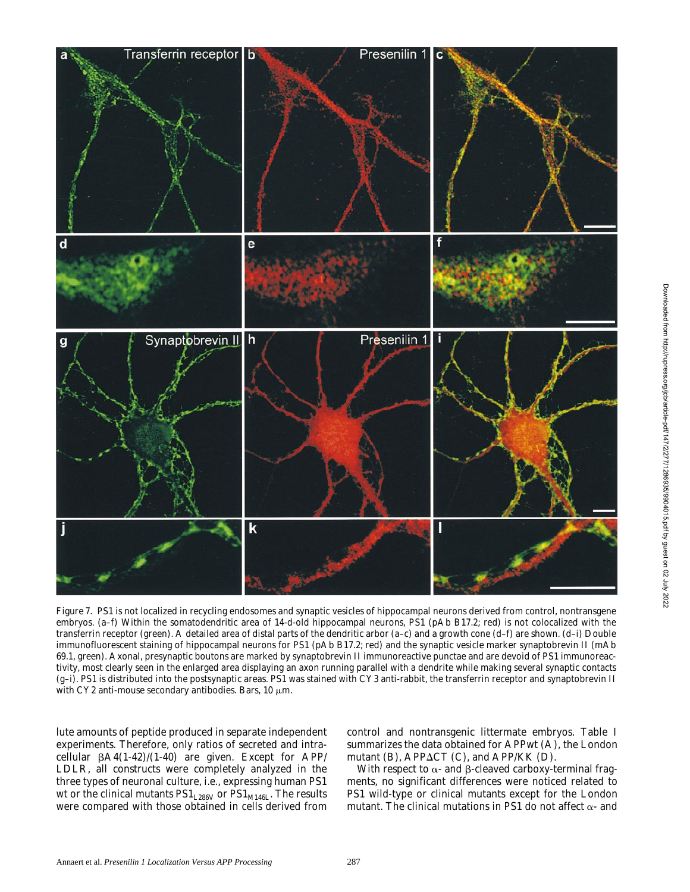Figure 7. PS1 is not localized in recycling endosomes and synaptic vesicles of hippocampal neurons derived from control, nontransgene embryos. (a–f) Within the somatodendritic area of 14-d-old hippocampal neurons, PS1 (pAb B17.2; red) is not colocalized with the transferrin receptor (green). A detailed area of distal parts of the dendritic arbor (a–c) and a growth cone (d–f) are shown. (d–i) Double immunofluorescent staining of hippocampal neurons for PS1 (pAb B17.2; red) and the synaptic vesicle marker synaptobrevin II (mAb 69.1, green). Axonal, presynaptic boutons are marked by synaptobrevin II immunoreactive punctae and are devoid of PS1 immunoreactivity, most clearly seen in the enlarged area displaying an axon running parallel with a dendrite while making several synaptic contacts (g–i). PS1 is distributed into the postsynaptic areas. PS1 was stained with CY3 anti-rabbit, the transferrin receptor and synaptobrevin II with CY2 anti-mouse secondary antibodies. Bars, 10 μm.

lute amounts of peptide produced in separate independent experiments. Therefore, only ratios of secreted and intracellular βA4(1-42)/(1-40) are given. Except for APP/LDLR, all constructs were completely analyzed in the three types of neuronal culture, i.e., expressing human PS1 wt or the clinical mutants $PS1_{L286V}$ or $PS1_{M146L}$. The results were compared with those obtained in cells derived from control and nontransgenic littermate embryos. Table I summarizes the data obtained for APPwt (A), the London mutant (B), APPΔCT (C), and APP/KK (D).

With respect to α- and β-cleaved carboxy-terminal fragments, no significant differences were noticed related to PS1 wild-type or clinical mutants except for the London mutant. The clinical mutations in PS1 do not affect α- and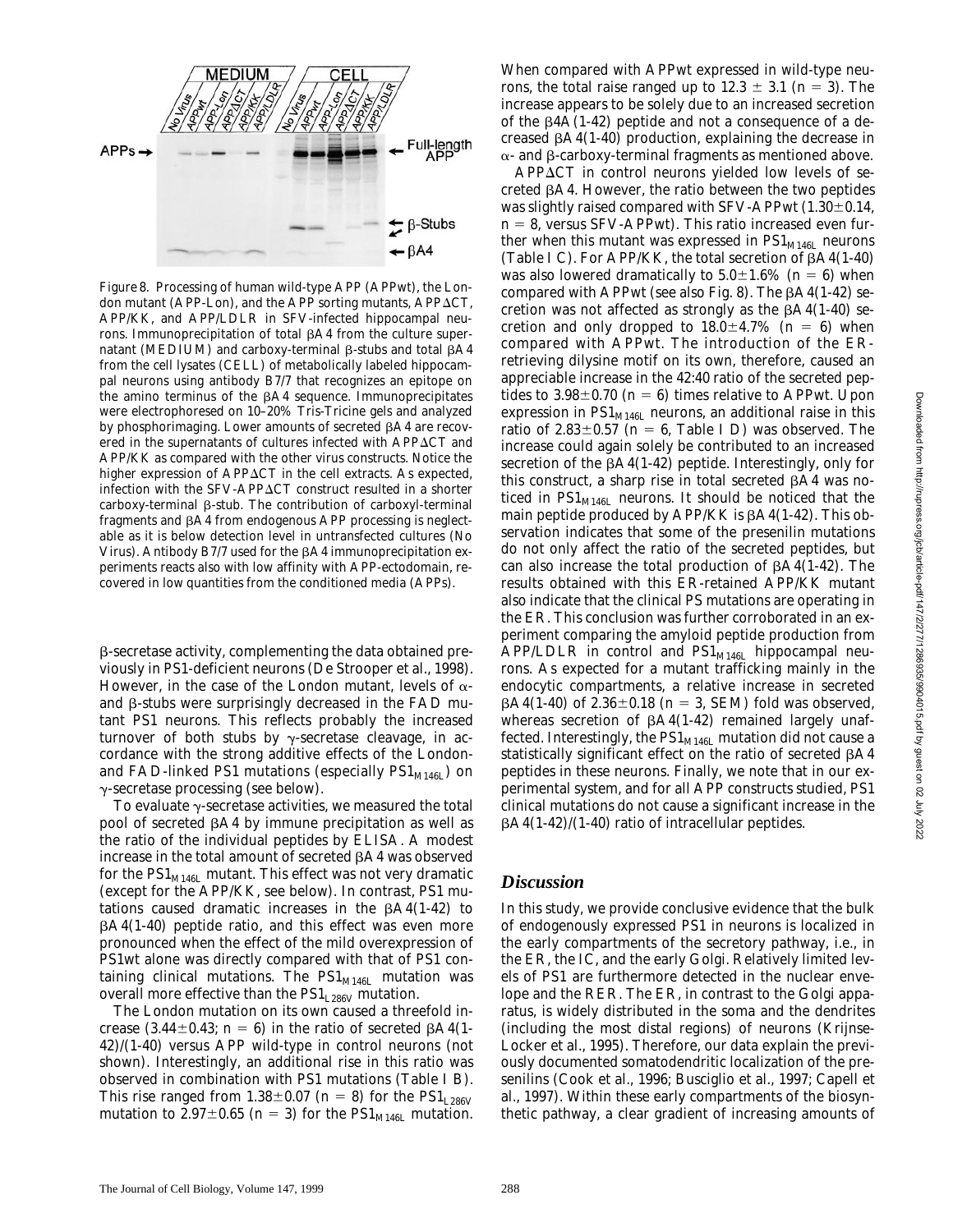Figure 8. Processing of human wild-type APP (APPwt), the London mutant (APP-Lon), and the APP sorting mutants, APPΔCT, APP/KK, and APP/LDLR in SFV-infected hippocampal neurons. Immunoprecipitation of total βA4 from the culture supernatant (MEDIUM) and carboxy-terminal β-stubs and total βA4 from the cell lysates (CELL) of metabolically labeled hippocampal neurons using antibody B7/7 that recognizes an epitope on the amino terminus of the βA4 sequence. Immunoprecipitates were electrophoresed on 10–20% Tris-Tricine gels and analyzed by phosphorimaging. Lower amounts of secreted βA4 are recovered in the supernatants of cultures infected with APPΔCT and APP/KK as compared with the other virus constructs. Notice the higher expression of APPΔCT in the cell extracts. As expected, infection with the SFV-APPΔCT construct resulted in a shorter carboxy-terminal β-stub. The contribution of carboxyl-terminal fragments and βA4 from endogenous APP processing is neglectable as it is below detection level in untransfected cultures (No Virus). Antibody B7/7 used for the βA4 immunoprecipitation experiments reacts also with low affinity with APP-ectodomain, recovered in low quantities from the conditioned media (APPs).

β-secretase activity, complementing the data obtained previously in PS1-deficient neurons (De Strooper et al., 1998). However, in the case of the London mutant, levels of α- and β-stubs were surprisingly decreased in the FAD mutant PS1 neurons. This reflects probably the increased turnover of both stubs by γ-secretase cleavage, in accordance with the strong additive effects of the London- and FAD-linked PS1 mutations (especially $PS1_{M146L}$) on γ-secretase processing (see below).

To evaluate γ-secretase activities, we measured the total pool of secreted βA4 by immune precipitation as well as the ratio of the individual peptides by ELISA. A modest increase in the total amount of secreted βA4 was observed for the $PS1_{M146L}$ mutant. This effect was not very dramatic (except for the APP/KK, see below). In contrast, PS1 mutations caused dramatic increases in the βA4(1-42) to βA4(1-40) peptide ratio, and this effect was even more pronounced when the effect of the mild overexpression of PS1wt alone was directly compared with that of PS1 containing clinical mutations. The $PS1_{M146L}$ mutation was overall more effective than the $PS1_{L286V}$ mutation.

The London mutation on its own caused a threefold increase (3.44±0.43; n = 6) in the ratio of secreted βA4(1-42)/(1-40) versus APP wild-type in control neurons (not shown). Interestingly, an additional rise in this ratio was observed in combination with PS1 mutations (Table I B). This rise ranged from 1.38±0.07 (n = 8) for the $PS1_{L286V}$ mutation to 2.97±0.65 (n = 3) for the $PS1_{M146L}$ mutation. When compared with APPwt expressed in wild-type neurons, the total raise ranged up to 12.3 ± 3.1 (n = 3). The increase appears to be solely due to an increased secretion of the β4A(1-42) peptide and not a consequence of a decreased βA4(1-40) production, explaining the decrease in α- and β-carboxy-terminal fragments as mentioned above.

APPΔCT in control neurons yielded low levels of secreted βA4. However, the ratio between the two peptides was slightly raised compared with SFV-APPwt (1.30±0.14, n = 8, versus SFV-APPwt). This ratio increased even further when this mutant was expressed in $PS1_{M146L}$ neurons (Table I C). For APP/KK, the total secretion of βA4(1-40) was also lowered dramatically to 5.0±1.6% (n = 6) when compared with APPwt (see also Fig. 8). The βA4(1-42) secretion was not affected as strongly as the βA4(1-40) secretion and only dropped to 18.0±4.7% (n = 6) when compared with APPwt. The introduction of the ER-retrieving dilysine motif on its own, therefore, caused an appreciable increase in the 42:40 ratio of the secreted peptides to 3.98±0.70 (n = 6) times relative to APPwt. Upon expression in $PS1_{M146L}$ neurons, an additional raise in this ratio of 2.83±0.57 (n = 6, Table I D) was observed. The increase could again solely be contributed to an increased secretion of the βA4(1-42) peptide. Interestingly, only for this construct, a sharp rise in total secreted βA4 was noticed in $PS1_{M146L}$ neurons. It should be noticed that the main peptide produced by APP/KK is βA4(1-42). This observation indicates that some of the presenilin mutations do not only affect the ratio of the secreted peptides, but can also increase the total production of βA4(1-42). The results obtained with this ER-retained APP/KK mutant also indicate that the clinical PS mutations are operating in the ER. This conclusion was further corroborated in an experiment comparing the amyloid peptide production from APP/LDLR in control and $PS1_{M146L}$ hippocampal neurons. As expected for a mutant trafficking mainly in the endocytic compartments, a relative increase in secreted βA4(1-40) of 2.36±0.18 (n = 3, SEM) fold was observed, whereas secretion of βA4(1-42) remained largely unaffected. Interestingly, the $PS1_{M146L}$ mutation did not cause a statistically significant effect on the ratio of secreted βA4 peptides in these neurons. Finally, we note that in our experimental system, and for all APP constructs studied, PS1 clinical mutations do not cause a significant increase in the βA4(1-42)/(1-40) ratio of intracellular peptides.

## Discussion

In this study, we provide conclusive evidence that the bulk of endogenously expressed PS1 in neurons is localized in the early compartments of the secretory pathway, i.e., in the ER, the IC, and the early Golgi. Relatively limited levels of PS1 are furthermore detected in the nuclear envelope and the RER. The ER, in contrast to the Golgi apparatus, is widely distributed in the soma and the dendrites (including the most distal regions) of neurons (Krijnse-Locker et al., 1995). Therefore, our data explain the previously documented somatodendritic localization of the presenilins (Cook et al., 1996; Busciglio et al., 1997; Capell et al., 1997). Within these early compartments of the biosynthetic pathway, a clear gradient of increasing amounts of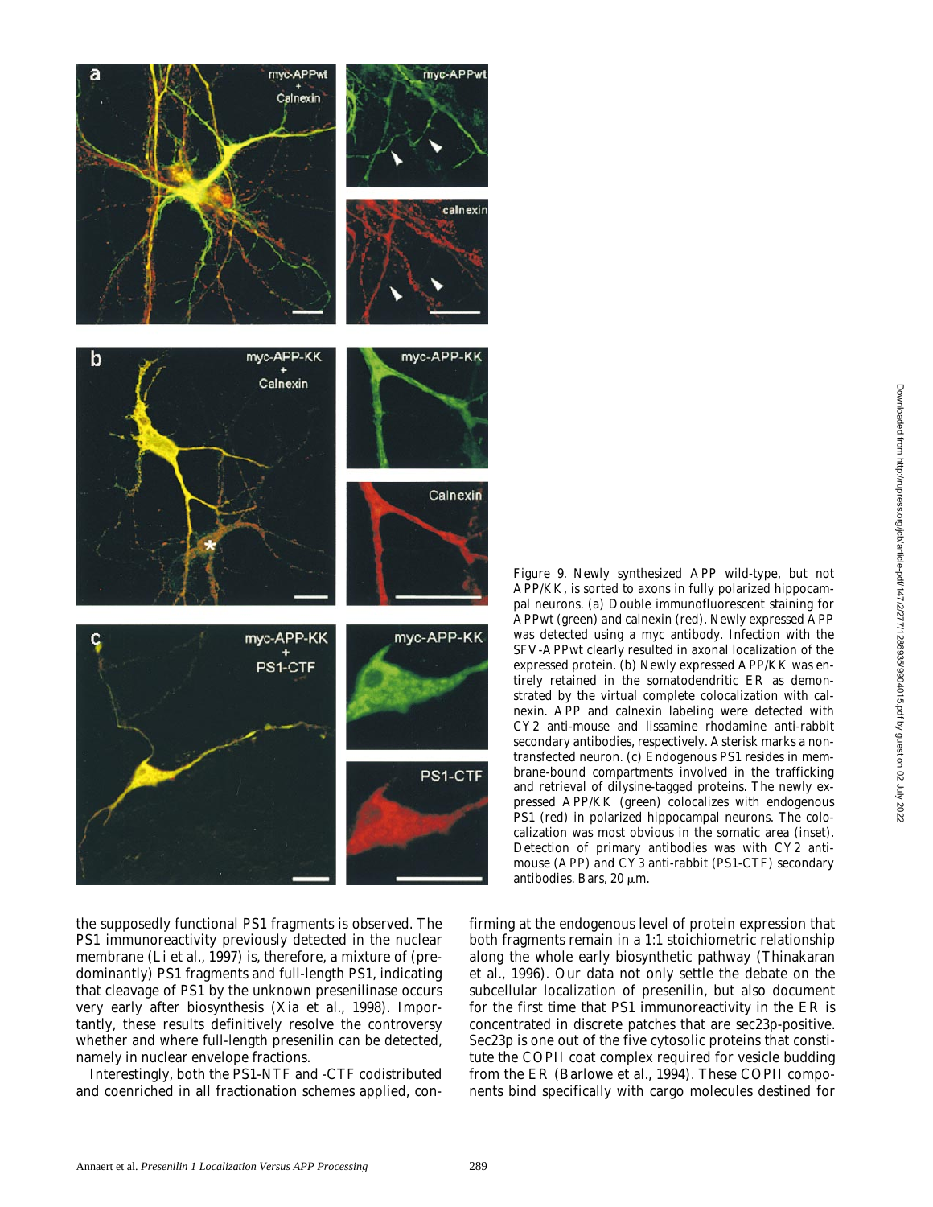Figure 9. Newly synthesized APP wild-type, but not APP/KK, is sorted to axons in fully polarized hippocampal neurons. (a) Double immunofluorescent staining for APPwt (green) and calnexin (red). Newly expressed APP was detected using a myc antibody. Infection with the SFV-APPwt clearly resulted in axonal localization of the expressed protein. (b) Newly expressed APP/KK was entirely retained in the somatodendritic ER as demonstrated by the virtual complete colocalization with calnexin. APP and calnexin labeling were detected with CY2 anti-mouse and lissamine rhodamine anti-rabbit secondary antibodies, respectively. Asterisk marks a nontransfected neuron. (c) Endogenous PS1 resides in membrane-bound compartments involved in the trafficking and retrieval of dilysine-tagged proteins. The newly expressed APP/KK (green) colocalizes with endogenous PS1 (red) in polarized hippocampal neurons. The colocalization was most obvious in the somatic area (inset). Detection of primary antibodies was with CY2 anti-mouse (APP) and CY3 anti-rabbit (PS1-CTF) secondary antibodies. Bars, 20 μm.

the supposedly functional PS1 fragments is observed. The PS1 immunoreactivity previously detected in the nuclear membrane (Li et al., 1997) is, therefore, a mixture of (predominantly) PS1 fragments and full-length PS1, indicating that cleavage of PS1 by the unknown presenilinase occurs very early after biosynthesis (Xia et al., 1998). Importantly, these results definitively resolve the controversy whether and where full-length presenilin can be detected, namely in nuclear envelope fractions.

Interestingly, both the PS1-NTF and -CTF codistributed and coenriched in all fractionation schemes applied, confirming at the endogenous level of protein expression that both fragments remain in a 1:1 stoichiometric relationship along the whole early biosynthetic pathway (Thinakaran et al., 1996). Our data not only settle the debate on the subcellular localization of presenilin, but also document for the first time that PS1 immunoreactivity in the ER is concentrated in discrete patches that are sec23p-positive. Sec23p is one out of the five cytosolic proteins that constitute the COPII coat complex required for vesicle budding from the ER (Barlowe et al., 1994). These COPII components bind specifically with cargo molecules destined for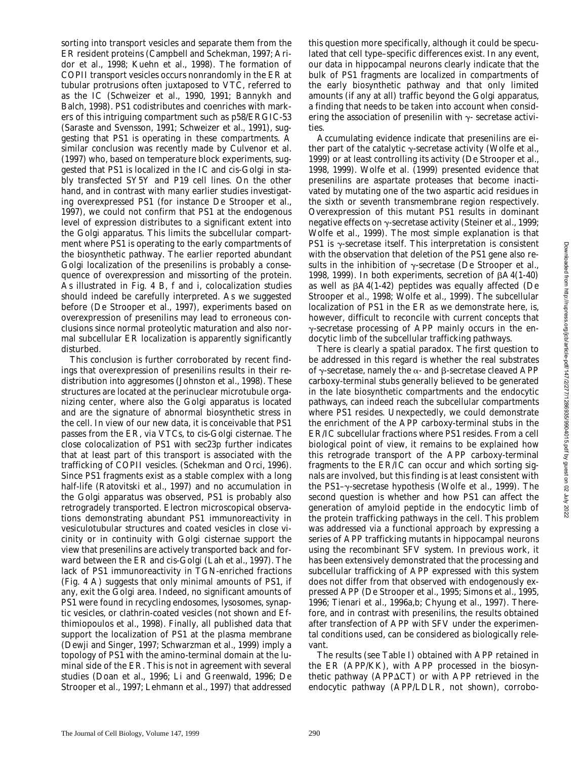sorting into transport vesicles and separate them from the ER resident proteins (Campbell and Schekman, 1997; Aridor et al., 1998; Kuehn et al., 1998). The formation of COPII transport vesicles occurs nonrandomly in the ER at tubular protrusions often juxtaposed to VTC, referred to as the IC (Schweizer et al., 1990, 1991; Bannykh and Balch, 1998). PS1 codistributes and coenriches with markers of this intriguing compartment such as p58/ERGIC-53 (Saraste and Svensson, 1991; Schweizer et al., 1991), suggesting that PS1 is operating in these compartments. A similar conclusion was recently made by Culvenor et al. (1997) who, based on temperature block experiments, suggested that PS1 is localized in the IC and cis-Golgi in stably transfected SY5Y and P19 cell lines. On the other hand, and in contrast with many earlier studies investigating overexpressed PS1 (for instance De Strooper et al., 1997), we could not confirm that PS1 at the endogenous level of expression distributes to a significant extent into the Golgi apparatus. This limits the subcellular compartment where PS1 is operating to the early compartments of the biosynthetic pathway. The earlier reported abundant Golgi localization of the presenilins is probably a consequence of overexpression and missorting of the protein. As illustrated in Fig. 4 B, f and i, colocalization studies should indeed be carefully interpreted. As we suggested before (De Strooper et al., 1997), experiments based on overexpression of presenilins may lead to erroneous conclusions since normal proteolytic maturation and also normal subcellular ER localization is apparently significantly disturbed.

This conclusion is further corroborated by recent findings that overexpression of presenilins results in their redistribution into aggresomes (Johnston et al., 1998). These structures are located at the perinuclear microtubule organizing center, where also the Golgi apparatus is located and are the signature of abnormal biosynthetic stress in the cell. In view of our new data, it is conceivable that PS1 passes from the ER, via VTCs, to cis-Golgi cisternae. The close colocalization of PS1 with sec23p further indicates that at least part of this transport is associated with the trafficking of COPII vesicles. (Schekman and Orci, 1996). Since PS1 fragments exist as a stable complex with a long half-life (Ratovitski et al., 1997) and no accumulation in the Golgi apparatus was observed, PS1 is probably also retrogradely transported. Electron microscopical observations demonstrating abundant PS1 immunoreactivity in vesiculotubular structures and coated vesicles in close vicinity or in continuity with Golgi cisternae support the view that presenilins are actively transported back and forward between the ER and cis-Golgi (Lah et al., 1997). The lack of PS1 immunoreactivity in TGN-enriched fractions (Fig. 4 A) suggests that only minimal amounts of PS1, if any, exit the Golgi area. Indeed, no significant amounts of PS1 were found in recycling endosomes, lysosomes, synaptic vesicles, or clathrin-coated vesicles (not shown and Efthimiopoulos et al., 1998). Finally, all published data that support the localization of PS1 at the plasma membrane (Dewji and Singer, 1997; Schwarzman et al., 1999) imply a topology of PS1 with the amino-terminal domain at the luminal side of the ER. This is not in agreement with several studies (Doan et al., 1996; Li and Greenwald, 1996; De Strooper et al., 1997; Lehmann et al., 1997) that addressed this question more specifically, although it could be speculated that cell type–specific differences exist. In any event, our data in hippocampal neurons clearly indicate that the bulk of PS1 fragments are localized in compartments of the early biosynthetic pathway and that only limited amounts (if any at all) traffic beyond the Golgi apparatus, a finding that needs to be taken into account when considering the association of presenilin with γ- secretase activities.

Accumulating evidence indicate that presenilins are either part of the catalytic γ-secretase activity (Wolfe et al., 1999) or at least controlling its activity (De Strooper et al., 1998, 1999). Wolfe et al. (1999) presented evidence that presenilins are aspartate proteases that become inactivated by mutating one of the two aspartic acid residues in the sixth or seventh transmembrane region respectively. Overexpression of this mutant PS1 results in dominant negative effects on γ-secretase activity (Steiner et al., 1999; Wolfe et al., 1999). The most simple explanation is that PS1 is γ-secretase itself. This interpretation is consistent with the observation that deletion of the PS1 gene also results in the inhibition of γ-secretase (De Strooper et al., 1998, 1999). In both experiments, secretion of βA4(1-40) as well as βA4(1-42) peptides was equally affected (De Strooper et al., 1998; Wolfe et al., 1999). The subcellular localization of PS1 in the ER as we demonstrate here, is, however, difficult to reconcile with current concepts that γ-secretase processing of APP mainly occurs in the endocytic limb of the subcellular trafficking pathways.

There is clearly a spatial paradox. The first question to be addressed in this regard is whether the real substrates of γ-secretase, namely the α- and β-secretase cleaved APP carboxy-terminal stubs generally believed to be generated in the late biosynthetic compartments and the endocytic pathways, can indeed reach the subcellular compartments where PS1 resides. Unexpectedly, we could demonstrate the enrichment of the APP carboxy-terminal stubs in the ER/IC subcellular fractions where PS1 resides. From a cell biological point of view, it remains to be explained how this retrograde transport of the APP carboxy-terminal fragments to the ER/IC can occur and which sorting signals are involved, but this finding is at least consistent with the PS1–γ-secretase hypothesis (Wolfe et al., 1999). The second question is whether and how PS1 can affect the generation of amyloid peptide in the endocytic limb of the protein trafficking pathways in the cell. This problem was addressed via a functional approach by expressing a series of APP trafficking mutants in hippocampal neurons using the recombinant SFV system. In previous work, it has been extensively demonstrated that the processing and subcellular trafficking of APP expressed with this system does not differ from that observed with endogenously expressed APP (De Strooper et al., 1995; Simons et al., 1995, 1996; Tienari et al., 1996a,b; Chyung et al., 1997). Therefore, and in contrast with presenilins, the results obtained after transfection of APP with SFV under the experimental conditions used, can be considered as biologically relevant.

The results (see Table I) obtained with APP retained in the ER (APP/KK), with APP processed in the biosynthetic pathway (APPΔCT) or with APP retrieved in the endocytic pathway (APP/LDLR, not shown), corrobo-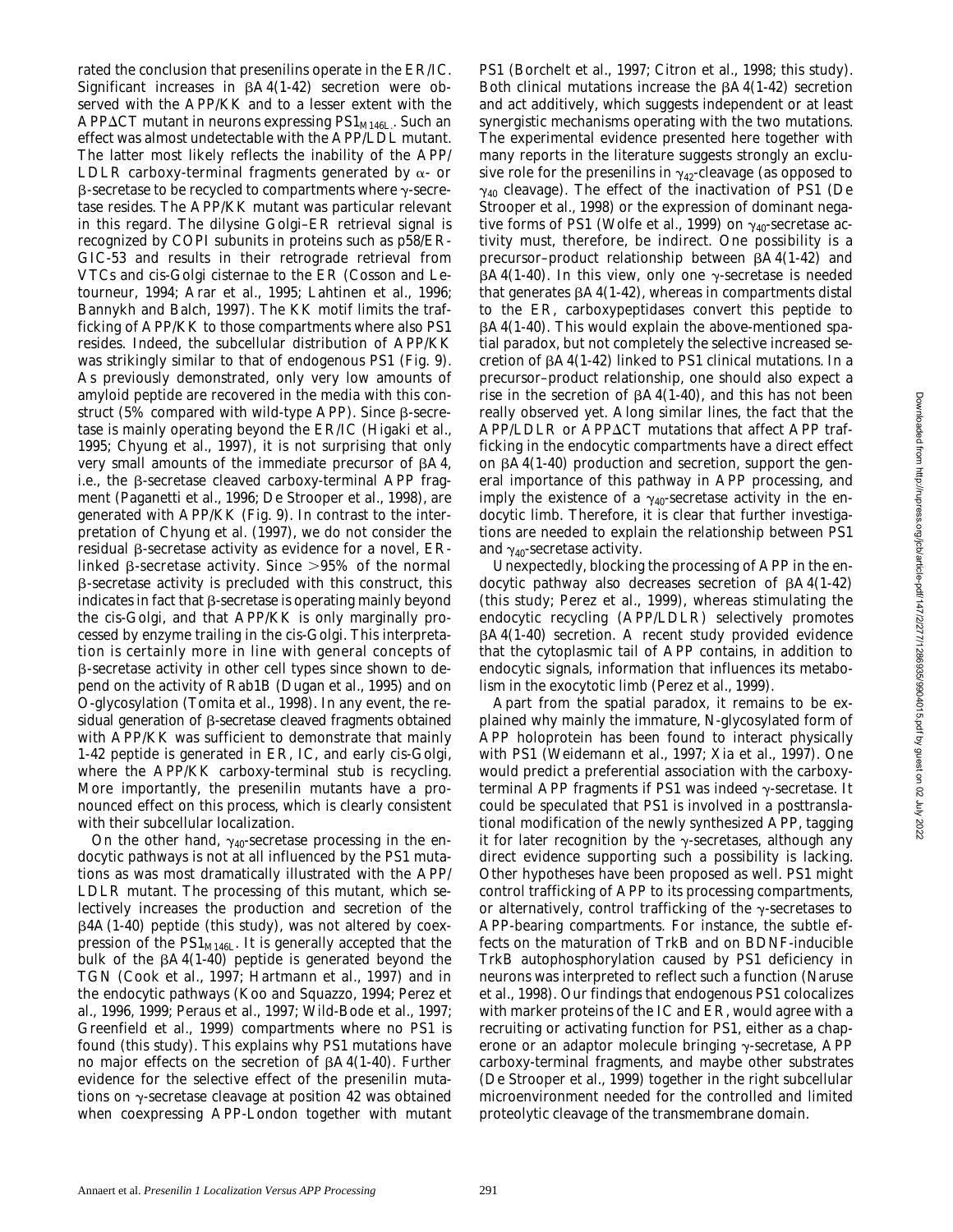rated the conclusion that presenilins operate in the ER/IC. Significant increases in βA4(1-42) secretion were observed with the APP/KK and to a lesser extent with the APPΔCT mutant in neurons expressing $PS1_{M146L}$. Such an effect was almost undetectable with the APP/LDL mutant. The latter most likely reflects the inability of the APP/LDLR carboxy-terminal fragments generated by α- or β-secretase to be recycled to compartments where γ-secretase resides. The APP/KK mutant was particular relevant in this regard. The dilysine Golgi–ER retrieval signal is recognized by COPI subunits in proteins such as p58/ERGIC-53 and results in their retrograde retrieval from VTCs and cis-Golgi cisternae to the ER (Cosson and Letourneur, 1994; Arar et al., 1995; Lahtinen et al., 1996; Bannykh and Balch, 1997). The KK motif limits the trafficking of APP/KK to those compartments where also PS1 resides. Indeed, the subcellular distribution of APP/KK was strikingly similar to that of endogenous PS1 (Fig. 9). As previously demonstrated, only very low amounts of amyloid peptide are recovered in the media with this construct (5% compared with wild-type APP). Since β-secretase is mainly operating beyond the ER/IC (Higaki et al., 1995; Chyung et al., 1997), it is not surprising that only very small amounts of the immediate precursor of βA4, i.e., the β-secretase cleaved carboxy-terminal APP fragment (Paganetti et al., 1996; De Strooper et al., 1998), are generated with APP/KK (Fig. 9). In contrast to the interpretation of Chyung et al. (1997), we do not consider the residual β-secretase activity as evidence for a novel, ER-linked β-secretase activity. Since >95% of the normal β-secretase activity is precluded with this construct, this indicates in fact that β-secretase is operating mainly beyond the cis-Golgi, and that APP/KK is only marginally processed by enzyme trailing in the cis-Golgi. This interpretation is certainly more in line with general concepts of β-secretase activity in other cell types since shown to depend on the activity of Rab1B (Dugan et al., 1995) and on O-glycosylation (Tomita et al., 1998). In any event, the residual generation of β-secretase cleaved fragments obtained with APP/KK was sufficient to demonstrate that mainly 1-42 peptide is generated in ER, IC, and early cis-Golgi, where the APP/KK carboxy-terminal stub is recycling. More importantly, the presenilin mutants have a pronounced effect on this process, which is clearly consistent with their subcellular localization.

On the other hand, $\gamma_{40}$-secretase processing in the endocytic pathways is not at all influenced by the PS1 mutations as was most dramatically illustrated with the APP/LDLR mutant. The processing of this mutant, which selectively increases the production and secretion of the β4A(1-40) peptide (this study), was not altered by coexpression of the $PS1_{M146L}$. It is generally accepted that the bulk of the βA4(1-40) peptide is generated beyond the TGN (Cook et al., 1997; Hartmann et al., 1997) and in the endocytic pathways (Koo and Squazzo, 1994; Perez et al., 1996, 1999; Peraus et al., 1997; Wild-Bode et al., 1997; Greenfield et al., 1999) compartments where no PS1 is found (this study). This explains why PS1 mutations have no major effects on the secretion of βA4(1-40). Further evidence for the selective effect of the presenilin mutations on γ-secretase cleavage at position 42 was obtained when coexpressing APP-London together with mutant PS1 (Borchelt et al., 1997; Citron et al., 1998; this study). Both clinical mutations increase the βA4(1-42) secretion and act additively, which suggests independent or at least synergistic mechanisms operating with the two mutations. The experimental evidence presented here together with many reports in the literature suggests strongly an exclusive role for the presenilins in $\gamma_{42}$-cleavage (as opposed to $\gamma_{40}$ cleavage). The effect of the inactivation of PS1 (De Strooper et al., 1998) or the expression of dominant negative forms of PS1 (Wolfe et al., 1999) on $\gamma_{40}$-secretase activity must, therefore, be indirect. One possibility is a precursor–product relationship between βA4(1-42) and βA4(1-40). In this view, only one γ-secretase is needed that generates βA4(1-42), whereas in compartments distal to the ER, carboxypeptidases convert this peptide to βA4(1-40). This would explain the above-mentioned spatial paradox, but not completely the selective increased secretion of βA4(1-42) linked to PS1 clinical mutations. In a precursor–product relationship, one should also expect a rise in the secretion of βA4(1-40), and this has not been really observed yet. Along similar lines, the fact that the APP/LDLR or APPΔCT mutations that affect APP trafficking in the endocytic compartments have a direct effect on βA4(1-40) production and secretion, support the general importance of this pathway in APP processing, and imply the existence of a $\gamma_{40}$-secretase activity in the endocytic limb. Therefore, it is clear that further investigations are needed to explain the relationship between PS1 and $\gamma_{40}$-secretase activity.

Unexpectedly, blocking the processing of APP in the endocytic pathway also decreases secretion of βA4(1-42) (this study; Perez et al., 1999), whereas stimulating the endocytic recycling (APP/LDLR) selectively promotes βA4(1-40) secretion. A recent study provided evidence that the cytoplasmic tail of APP contains, in addition to endocytic signals, information that influences its metabolism in the exocytotic limb (Perez et al., 1999).

Apart from the spatial paradox, it remains to be explained why mainly the immature, N-glycosylated form of APP holoprotein has been found to interact physically with PS1 (Weidemann et al., 1997; Xia et al., 1997). One would predict a preferential association with the carboxy-terminal APP fragments if PS1 was indeed γ-secretase. It could be speculated that PS1 is involved in a posttranslational modification of the newly synthesized APP, tagging it for later recognition by the γ-secretases, although any direct evidence supporting such a possibility is lacking. Other hypotheses have been proposed as well. PS1 might control trafficking of APP to its processing compartments, or alternatively, control trafficking of the γ-secretases to APP-bearing compartments. For instance, the subtle effects on the maturation of TrkB and on BDNF-inducible TrkB autophosphorylation caused by PS1 deficiency in neurons was interpreted to reflect such a function (Naruse et al., 1998). Our findings that endogenous PS1 colocalizes with marker proteins of the IC and ER, would agree with a recruiting or activating function for PS1, either as a chaperone or an adaptor molecule bringing γ-secretase, APP carboxy-terminal fragments, and maybe other substrates (De Strooper et al., 1999) together in the right subcellular microenvironment needed for the controlled and limited proteolytic cleavage of the transmembrane domain.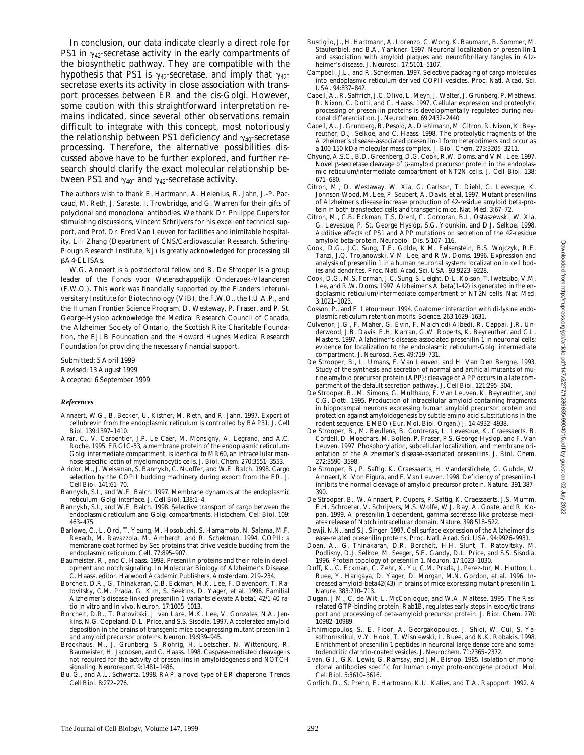In conclusion, our data indicate clearly a direct role for PS1 in $\gamma_{42}$-secretase activity in the early compartments of the biosynthetic pathway. They are compatible with the hypothesis that PS1 is $\gamma_{42}$-secretase, and imply that $\gamma_{42}$-secretase exerts its activity in close association with transport processes between ER and the cis-Golgi. However, some caution with this straightforward interpretation remains indicated, since several other observations remain difficult to integrate with this concept, most notoriously the relationship between PS1 deficiency and $\gamma_{40}$-secretase processing. Therefore, the alternative possibilities discussed above have to be further explored, and further research should clarify the exact molecular relationship between PS1 and $\gamma_{40}$- and $\gamma_{42}$-secretase activity.

The authors wish to thank E. Hartmann, A. Helenius, R. Jahn, J.-P. Paccaud, M. Reth, J. Saraste, I. Trowbridge, and G. Warren for their gifts of polyclonal and monoclonal antibodies. We thank Dr. Philippe Cupers for stimulating discussions, Vincent Schrijvers for his excellent technical support, and Prof. Dr. Fred Van Leuven for facilities and inimitable hospitality. Lili Zhang (Department of CNS/Cardiovascular Research, Schering-Plough Research Institute, NJ) is greatly acknowledged for processing all βA4-ELISAs.

W.G. Annaert is a postdoctoral fellow and B. De Strooper is a group leader of the Fonds voor Wetenschappelijk Onderzoek-Vlaanderen (F.W.O.). This work was financially supported by the Flanders Interuniversitary Institute for Biotechnology (VIB), the F.W.O., the I.U.A.P., and the Human Frontier Science Program. D. Westaway, P. Fraser, and P. St. George-Hyslop acknowledge the Medical Research Council of Canada, the Alzheimer Society of Ontario, the Scottish Rite Charitable Foundation, the EJLB Foundation and the Howard Hughes Medical Research Foundation for providing the necessary financial support.

Submitted: 5 April 1999
Revised: 13 August 1999
Accepted: 6 September 1999

### *References*

Annaert, W.G., B. Becker, U. Kistner, M. Reth, and R. Jahn. 1997. Export of cellubrevin from the endoplasmic reticulum is controlled by BAP31. *J. Cell Biol.* 139:1397–1410.

Arar, C., V. Carpentier, J.P. Le Caer, M. Monsigny, A. Legrand, and A.C. Roche. 1995. ERGIC-53, a membrane protein of the endoplasmic reticulum-Golgi intermediate compartment, is identical to MR60, an intracellular mannose-specific lectin of myelomonocytic cells. *J. Biol. Chem.* 270:3551–3553.

Aridor, M., J. Weissman, S. Bannykh, C. Nuoffer, and W.E. Balch. 1998. Cargo selection by the COPII budding machinery during export from the ER. *J. Cell Biol.* 141:61–70.

Bannykh, S.I., and W.E. Balch. 1997. Membrane dynamics at the endoplasmic reticulum–Golgi interface. *J. Cell Biol.* 138:1–4.

Bannykh, S.I., and W.E. Balch. 1998. Selective transport of cargo between the endoplasmic reticulum and Golgi compartments. *Histochem. Cell Biol.* 109: 463–475.

Barlowe, C., L. Orci, T. Yeung, M. Hosobuchi, S. Hamamoto, N. Salama, M.F. Rexach, M. Ravazzola, M. Amherdt, and R. Schekman. 1994. COPII: a membrane coat formed by Sec proteins that drive vesicle budding from the endoplasmic reticulum. *Cell.* 77:895–907.

Baumeister, R., and C. Haass. 1998. Presenilin proteins and their role in development and notch signaling. *In* Molecular Biology of Alzheimer's Disease. C. Haass, editor. Harwood Academic Publishers, Amsterdam. 219–234.

Borchelt, D.R., G. Thinakaran, C.B. Eckman, M.K. Lee, F. Davenport, T. Ratovitsky, C.M. Prada, G. Kim, S. Seekins, D. Yager, et al. 1996. Familial Alzheimer's disease-linked presenilin 1 variants elevate Abeta1-42/1-40 ratio in vitro and in vivo. *Neuron.* 17:1005–1013.

Borchelt, D.R., T. Ratovitski, J. van Lare, M.K. Lee, V. Gonzales, N.A. Jenkins, N.G. Copeland, D.L. Price, and S.S. Sisodia. 1997. Accelerated amyloid deposition in the brains of transgenic mice coexpressing mutant presenilin 1 and amyloid precursor proteins. *Neuron.* 19:939–945.

Brockhaus, M., J. Grunberg, S. Rohrig, H. Loetscher, N. Wittenburg, R. Baumeister, H. Jacobsen, and C. Haass. 1998. Caspase-mediated cleavage is not required for the activity of presenilins in amyloidogenesis and NOTCH signaling. *Neuroreport.* 9:1481–1486.

Bu, G., and A.L. Schwartz. 1998. RAP, a novel type of ER chaperone. *Trends Cell Biol.* 8:272–276.

Busciglio, J., H. Hartmann, A. Lorenzo, C. Wong, K. Baumann, B. Sommer, M. Staufenbiel, and B.A. Yankner. 1997. Neuronal localization of presenilin-1 and association with amyloid plaques and neurofibrillary tangles in Alzheimer's disease. *J. Neurosci.* 17:5101–5107.

Campbell, J.L., and R. Schekman. 1997. Selective packaging of cargo molecules into endoplasmic reticulum-derived COPII vesicles. *Proc. Natl. Acad. Sci. USA.* 94:837–842.

Capell, A., R. Saffrich, J.C. Olivo, L. Meyn, J. Walter, J. Grunberg, P. Mathews, R. Nixon, C. Dotti, and C. Haass. 1997. Cellular expression and proteolytic processing of presenilin proteins is developmentally regulated during neuronal differentiation. *J. Neurochem.* 69:2432–2440.

Capell, A., J. Grunberg, B. Pesold, A. Diehlmann, M. Citron, R. Nixon, K. Beyreuther, D.J. Selkoe, and C. Haass. 1998. The proteolytic fragments of the Alzheimer's disease-associated presenilin-1 form heterodimers and occur as a 100-150-kDa molecular mass complex. *J. Biol. Chem.* 273:3205–3211.

Chyung, A.S.C., B.D. Greenberg, D.G. Cook, R.W. Doms, and V.M. Lee. 1997. Novel β-secretase cleavage of β-amyloid precursor protein in the endoplasmic reticulum/intermediate compartment of NT2N cells. *J. Cell Biol.* 138: 671–680.

Citron, M., D. Westaway, W. Xia, G. Carlson, T. Diehl, G. Levesque, K. Johnson-Wood, M. Lee, P. Seubert, A. Davis, et al. 1997. Mutant presenilins of Alzheimer's disease increase production of 42-residue amyloid beta-protein in both transfected cells and transgenic mice. *Nat. Med.* 3:67–72.

Citron, M., C.B. Eckman, T.S. Diehl, C. Corcoran, B.L. Ostaszewski, W. Xia, G. Levesque, P. St. George Hyslop, S.G. Younkin, and D.J. Selkoe. 1998. Additive effects of PS1 and APP mutations on secretion of the 42-residue amyloid beta-protein. *Neurobiol. Dis.* 5:107–116.

Cook, D.G., J.C. Sung, T.E. Golde, K.M. Felsenstein, B.S. Wojczyk, R.E. Tanzi, J.Q. Trojanowski, V.M. Lee, and R.W. Doms. 1996. Expression and analysis of presenilin 1 in a human neuronal system: localization in cell bodies and dendrites. *Proc. Natl. Acad. Sci. USA.* 93:9223–9228.

Cook, D.G., M.S. Forman, J.C. Sung, S. Leight, D.L. Kolson, T. Iwatsubo, V.M. Lee, and R.W. Doms. 1997. Alzheimer's A beta(1-42) is generated in the endoplasmic reticulum/intermediate compartment of NT2N cells. *Nat. Med.* 3:1021–1023.

Cosson, P., and F. Letourneur. 1994. Coatomer interaction with di-lysine endoplasmic reticulum retention motifs. *Science.* 263:1629–1631.

Culvenor, J.G., F. Maher, G. Evin, F. Malchiodi-Albedi, R. Cappai, J.R. Underwood, J.B. Davis, E.H. Karran, G.W. Roberts, K. Beyreuther, and C.L. Masters. 1997. Alzheimer's disease-associated presenilin 1 in neuronal cells: evidence for localization to the endoplasmic reticulum-Golgi intermediate compartment. *J. Neurosci. Res.* 49:719–731.

De Strooper, B., L. Umans, F. Van Leuven, and H. Van Den Berghe. 1993. Study of the synthesis and secretion of normal and artificial mutants of murine amyloid precursor protein (APP): cleavage of APP occurs in a late compartment of the default secretion pathway. *J. Cell Biol.* 121:295–304.

De Strooper, B., M. Simons, G. Multhaup, F. Van Leuven, K. Beyreuther, and C.G. Dotti. 1995. Production of intracellular amyloid-containing fragments in hippocampal neurons expressing human amyloid precursor protein and protection against amyloidogenesis by subtle amino acid substitutions in the rodent sequence. *EMBO (Eur. Mol. Biol. Organ.) J.* 14:4932–4938.

De Strooper, B., M. Beullens, B. Contreras, L. Levesque, K. Craessaerts, B. Cordell, D. Moechars, M. Bollen, P. Fraser, P.S. George-Hyslop, and F. Van Leuven. 1997. Phosphorylation, subcellular localization, and membrane orientation of the Alzheimer's disease-associated presenilins. *J. Biol. Chem.* 272:3590–3598.

De Strooper, B., P. Saftig, K. Craessaerts, H. Vanderstichele, G. Guhde, W. Annaert, K. Von Figura, and F. Van Leuven. 1998. Deficiency of presenilin-1 inhibits the normal cleavage of amyloid precursor protein. *Nature.* 391:387–390.

De Strooper, B., W. Annaert, P. Cupers, P. Saftig, K. Craessaerts, J.S. Mumm, E.H. Schroeter, V. Schrijvers, M.S. Wolfe, W.J. Ray, A. Goate, and R. Kopan. 1999. A presenilin-1-dependent, gamma-secretase-like protease mediates release of Notch intracellular domain. *Nature.* 398:518–522.

Dewji, N.N., and S.J. Singer. 1997. Cell surface expression of the Alzheimer disease-related presenilin proteins. *Proc. Natl. Acad. Sci. USA.* 94:9926–9931.

Doan, A., G. Thinakaran, D.R. Borchelt, H.H. Slunt, T. Ratovitsky, M. Podlisny, D.J. Selkoe, M. Seeger, S.E. Gandy, D.L. Price, and S.S. Sisodia. 1996. Protein topology of presenilin 1. *Neuron.* 17:1023–1030.

Duff, K., C. Eckman, C. Zehr, X. Yu, C.M. Prada, J. Perez-tur, M. Hutton, L. Buee, Y. Harigaya, D. Yager, D. Morgan, M.N. Gordon, et al. 1996. Increased amyloid-beta42(43) in brains of mice expressing mutant presenilin 1. *Nature.* 383:710–713.

Dugan, J.M., C. de Wit, L. McConlogue, and W.A. Maltese. 1995. The Ras-related GTP-binding protein, Rab1B, regulates early steps in exocytic transport and processing of beta-amyloid precursor protein. *J. Biol. Chem.* 270: 10982–10989.

Efthimiopoulos, S., E. Floor, A. Georgakopoulos, J. Shioi, W. Cui, S. Yasothornsrikul, V.Y. Hook, T. Wisniewski, L. Buee, and N.K. Robakis. 1998. Enrichment of presenilin 1 peptides in neuronal large dense-core and somatodendritic clathrin-coated vesicles. *J. Neurochem.* 71:2365–2372.

Evan, G.I., G.K. Lewis, G. Ramsay, and J.M. Bishop. 1985. Isolation of monoclonal antibodies specific for human c-myc proto-oncogene product. *Mol. Cell Biol.* 5:3610–3616.

Gorlich, D., S. Prehn, E. Hartmann, K.U. Kalies, and T.A. Rapoport. 1992. A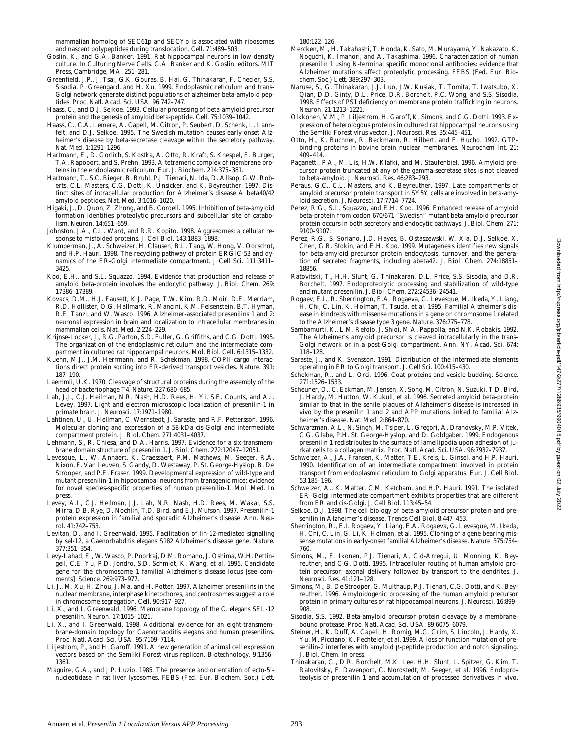mammalian homolog of SEC61p and SECYp is associated with ribosomes and nascent polypeptides during translocation. *Cell.* 71:489–503.

Goslin, K., and G.A. Banker. 1991. Rat hippocampal neurons in low density culture. *In* Culturing Nerve Cells. G.A. Banker and K. Goslin, editors. MIT Press, Cambridge, MA. 251–281.

Greenfield, J.P., J. Tsai, G.K. Gouras, B. Hai, G. Thinakaran, F. Checler, S.S. Sisodia, P. Greengard, and H. Xu. 1999. Endoplasmic reticulum and trans-Golgi network generate distinct populations of alzheimer beta-amyloid peptides. *Proc. Natl. Acad. Sci. USA.* 96:742–747.

Haass, C., and D.J. Selkoe. 1993. Cellular processing of beta-amyloid precursor protein and the genesis of amyloid beta-peptide. *Cell.* 75:1039–1042.

Haass, C., C.A. Lemere, A. Capell, M. Citron, P. Seubert, D. Schenk, L. Lannfelt, and D.J. Selkoe. 1995. The Swedish mutation causes early-onset Alzheimer's disease by beta-secretase cleavage within the secretory pathway. *Nat. Med.* 1:1291–1296.

Hartmann, E., D. Gorlich, S. Kostka, A. Otto, R. Kraft, S. Knespel, E. Burger, T.A. Rapoport, and S. Prehn. 1993. A tetrameric complex of membrane proteins in the endoplasmic reticulum. *Eur. J. Biochem.* 214:375–381.

Hartmann, T., S.C. Bieger, B. Bruhl, P.J. Tienari, N. Ida, D. Allsop, G.W. Roberts, C.L. Masters, C.G. Dotti, K. Unsicker, and K. Beyreuther. 1997. Distinct sites of intracellular production for Alzheimer's disease A beta40/42 amyloid peptides. *Nat. Med.* 3:1016–1020.

Higaki, J., D. Quon, Z. Zhong, and B. Cordell. 1995. Inhibition of beta-amyloid formation identifies proteolytic precursors and subcellular site of catabolism. *Neuron.* 14:651–659.

Johnston, J.A., C.L. Ward, and R.R. Kopito. 1998. Aggresomes: a cellular response to misfolded proteins. *J. Cell Biol.* 143:1883–1898.

Klumperman, J., A. Schweizer, H. Clausen, B.L. Tang, W. Hong, V. Oorschot, and H.P. Hauri. 1998. The recycling pathway of protein ERGIC-53 and dynamics of the ER-Golgi intermediate compartment. *J Cell Sci.* 111:3411–3425.

Koo, E.H., and S.L. Squazzo. 1994. Evidence that production and release of amyloid beta-protein involves the endocytic pathway. *J. Biol. Chem.* 269: 17386–17389.

Kovacs, D.M., H.J. Fausett, K.J. Page, T.W. Kim, R.D. Moir, D.E. Merriam, R.D. Hollister, O.G. Hallmark, R. Mancini, K.M. Felsenstein, B.T. Hyman, R.E. Tanzi, and W. Wasco. 1996. Alzheimer-associated presenilins 1 and 2: neuronal expression in brain and localization to intracellular membranes in mammalian cells. *Nat. Med.* 2:224–229.

Krijnse-Locker, J., R.G. Parton, S.D. Fuller, G. Griffiths, and C.G. Dotti. 1995. The organization of the endoplasmic reticulum and the intermediate compartment in cultured rat hippocampal neurons. *Mol. Biol. Cell.* 6:1315–1332.

Kuehn, M.J., J.M. Herrmann, and R. Schekman. 1998. COPII-cargo interactions direct protein sorting into ER-derived transport vesicles. *Nature.* 391: 187–190.

Laemmli, U.K. 1970. Cleavage of structural proteins during the assembly of the head of bacteriophage T4. *Nature.* 227:680–685.

Lah, J.J., C.J. Heilman, N.R. Nash, H.D. Rees, H. Yi, S.E. Counts, and A.I. Levey. 1997. Light and electron microscopic localization of presenilin-1 in primate brain. *J. Neurosci.* 17:1971–1980.

Lahtinen, U., U. Hellman, C. Wernstedt, J. Saraste, and R.F. Pettersson. 1996. Molecular cloning and expression of a 58-kDa cis-Golgi and intermediate compartment protein. *J. Biol. Chem.* 271:4031–4037.

Lehmann, S., R. Chiesa, and D.A. Harris. 1997. Evidence for a six-transmembrane domain structure of presenilin 1. *J. Biol. Chem.* 272:12047–12051.

Levesque, L., W. Annaert, K. Craessaert, P.M. Mathews, M. Seeger, R.A. Nixon, F. Van Leuven, S. Gandy, D. Westaway, P. St. George-Hyslop, B. De Strooper, and P.E. Fraser. 1999. Developmental expression of wild-type and mutant presenilin-1 in hippocampal neurons from transgenic mice: evidence for novel species-specific properties of human presenilin-1. *Mol. Med.* In press.

Levey, A.I., C.J. Heilman, J.J. Lah, N.R. Nash, H.D. Rees, M. Wakai, S.S. Mirra, D.B. Rye, D. Nochlin, T.D. Bird, and E.J. Mufson. 1997. Presenilin-1 protein expression in familial and sporadic Alzheimer's disease. *Ann. Neurol.* 41:742–753.

Levitan, D., and I. Greenwald. 1995. Facilitation of lin-12-mediated signalling by sel-12, a *Caenorhabditis elegans* S182 Alzheimer's disease gene. *Nature.* 377:351–354.

Levy-Lahad, E., W. Wasco, P. Poorkaj, D.M. Romano, J. Oshima, W.H. Pettingell, C.E. Yu, P.D. Jondro, S.D. Schmidt, K. Wang, et al. 1995. Candidate gene for the chromosome 1 familial Alzheimer's disease locus [see comments]. *Science.* 269:973–977.

Li, J., M. Xu, H. Zhou, J. Ma, and H. Potter. 1997. Alzheimer presenilins in the nuclear membrane, interphase kinetochores, and centrosomes suggest a role in chromosome segregation. *Cell.* 90:917–927.

Li, X., and I. Greenwald. 1996. Membrane topology of the *C. elegans* SEL-12 presenilin. *Neuron.* 17:1015–1021.

Li, X., and I. Greenwald. 1998. Additional evidence for an eight-transmembrane-domain topology for *Caenorhabditis elegans* and human presenilins. *Proc. Natl. Acad. Sci. USA.* 95:7109–7114.

Liljestrom, P., and H. Garoff. 1991. A new generation of animal cell expression vectors based on the Semliki Forest virus replicon. *Biotechnology.* 9:1356–1361.

Maguire, G.A., and J.P. Luzio. 1985. The presence and orientation of ecto-5′-nucleotidase in rat liver lysosomes. *FEBS (Fed. Eur. Biochem. Soc.) Lett.* 180:122–126.

Mercken, M., H. Takahashi, T. Honda, K. Sato, M. Murayama, Y. Nakazato, K. Noguchi, K. Imahori, and A. Takashima. 1996. Characterization of human presenilin 1 using N-terminal specific monoclonal antibodies: evidence that Alzheimer mutations affect proteolytic processing. *FEBS (Fed. Eur. Biochem. Soc.) Lett.* 389:297–303.

Naruse, S., G. Thinakaran, J.J. Luo, J.W. Kusiak, T. Tomita, T. Iwatsubo, X. Qian, D.D. Ginty, D.L. Price, D.R. Borchelt, P.C. Wong, and S.S. Sisodia. 1998. Effects of PS1 deficiency on membrane protein trafficking in neurons. *Neuron.* 21:1213–1221.

Olkkonen, V.M., P. Liljestrom, H. Garoff, K. Simons, and C.G. Dotti. 1993. Expression of heterologous proteins in cultured rat hippocampal neurons using the Semliki Forest virus vector. *J. Neurosci. Res.* 35:445–451.

Otto, H., K. Buchner, R. Beckmann, H. Hilbert, and F. Hucho. 1992. GTP-binding proteins in bovine brain nuclear membranes. *Neurochem Int.* 21: 409–414.

Paganetti, P.A., M. Lis, H.W. Klafki, and M. Staufenbiel. 1996. Amyloid precursor protein truncated at any of the gamma-secretase sites is not cleaved to beta-amyloid. *J. Neurosci. Res.* 46:283–293.

Peraus, G.C., C.L. Masters, and K. Beyreuther. 1997. Late compartments of amyloid precursor protein transport in SY5Y cells are involved in beta-amyloid secretion. *J. Neurosci.* 17:7714–7724.

Perez, R.G., S.L. Squazzo, and E.H. Koo. 1996. Enhanced release of amyloid beta-protein from codon 670/671 "Swedish" mutant beta-amyloid precursor protein occurs in both secretory and endocytic pathways. *J. Biol. Chem.* 271: 9100–9107.

Perez, R.G., S. Soriano, J.D. Hayes, B. Ostaszewski, W. Xia, D.J. Selkoe, X. Chen, G.B. Stokin, and E.H. Koo. 1999. Mutagenesis identifies new signals for beta-amyloid precursor protein endocytosis, turnover, and the generation of secreted fragments, including abeta42. *J. Biol. Chem.* 274:18851–18856.

Ratovitski, T., H.H. Slunt, G. Thinakaran, D.L. Price, S.S. Sisodia, and D.R. Borchelt. 1997. Endoproteolytic processing and stabilization of wild-type and mutant presenilin. *J. Biol. Chem.* 272:24536–24541.

Rogaev, E.I., R. Sherrington, E.A. Rogaeva, G. Levesque, M. Ikeda, Y. Liang, H. Chi, C. Lin, K. Holman, T. Tsuda, et al. 1995. Familial Alzheimer's disease in kindreds with missense mutations in a gene on chromosome 1 related to the Alzheimer's disease type 3 gene. *Nature.* 376:775–778.

Sambamurti, K., L.M. Refolo, J. Shioi, M.A. Pappolla, and N.K. Robakis. 1992. The Alzheimer's amyloid precursor is cleaved intracellularly in the trans-Golgi network or in a post-Golgi compartment. *Ann. NY. Acad. Sci.* 674: 118–128.

Saraste, J., and K. Svensson. 1991. Distribution of the intermediate elements operating in ER to Golgi transport. *J. Cell Sci.* 100:415–430.

Schekman, R., and L. Orci. 1996. Coat proteins and vesicle budding. *Science.* 271:1526–1533.

Scheuner, D., C. Eckman, M. Jensen, X. Song, M. Citron, N. Suzuki, T.D. Bird, J. Hardy, M. Hutton, W. Kukull, et al. 1996. Secreted amyloid beta-protein similar to that in the senile plaques of Alzheimer's disease is increased in vivo by the presenilin 1 and 2 and APP mutations linked to familial Alzheimer's disease. *Nat. Med.* 2:864–870.

Schwarzman, A.L., N. Singh, M. Tsiper, L. Gregori, A. Dranovsky, M.P. Vitek, C.G. Glabe, P.H. St. George-Hyslop, and D. Goldgaber. 1999. Endogenous presenilin 1 redistributes to the surface of lamellipodia upon adhesion of jurkat cells to a collagen matrix. *Proc. Natl. Acad. Sci. USA.* 96:7932–7937.

Schweizer, A., J.A. Fransen, K. Matter, T.E. Kreis, L. Ginsel, and H.P. Hauri. 1990. Identification of an intermediate compartment involved in protein transport from endoplasmic reticulum to Golgi apparatus. *Eur. J. Cell Biol.* 53:185–196.

Schweizer, A., K. Matter, C.M. Ketcham, and H.P. Hauri. 1991. The isolated ER–Golgi intermediate compartment exhibits properties that are different from ER and cis-Golgi. *J. Cell Biol.* 113:45–54.

Selkoe, D.J. 1998. The cell biology of beta-amyloid precursor protein and presenilin in Alzheimer's disease. *Trends Cell Biol.* 8:447–453.

Sherrington, R., E.I. Rogaev, Y. Liang, E.A. Rogaeva, G. Levesque, M. Ikeda, H. Chi, C. Lin, G. Li, K. Holman, et al. 1995. Cloning of a gene bearing missense mutations in early-onset familial Alzheimer's disease. *Nature.* 375:754–760.

Simons, M., E. Ikonen, P.J. Tienari, A. Cid-Arregui, U. Monning, K. Beyreuther, and C.G. Dotti. 1995. Intracellular routing of human amyloid protein precursor: axonal delivery followed by transport to the dendrites. *J. Neurosci. Res.* 41:121–128.

Simons, M., B. De Strooper, G. Multhaup, P.J. Tienari, C.G. Dotti, and K. Beyreuther. 1996. Amyloidogenic processing of the human amyloid precursor protein in primary cultures of rat hippocampal neurons. *J. Neurosci.* 16:899–908.

Sisodia, S.S. 1992. Beta-amyloid precursor protein cleavage by a membrane-bound protease. *Proc. Natl. Acad. Sci. USA.* 89:6075–6079.

Steiner, H., K. Duff, A. Capell, H. Romig, M.G. Grim, S. Lincoln, J. Hardy, X. Yu, M. Picciano, K. Fechteler, et al. 1999. A loss of function mutation of presenilin-2 interferes with amyloid β-peptide production and notch signaling. *J. Biol. Chem.* In press.

Thinakaran, G., D.R. Borchelt, M.K. Lee, H.H. Slunt, L. Spitzer, G. Kim, T. Ratovitsky, F. Davenport, C. Nordstedt, M. Seeger, et al. 1996. Endoproteolysis of presenilin 1 and accumulation of processed derivatives in vivo.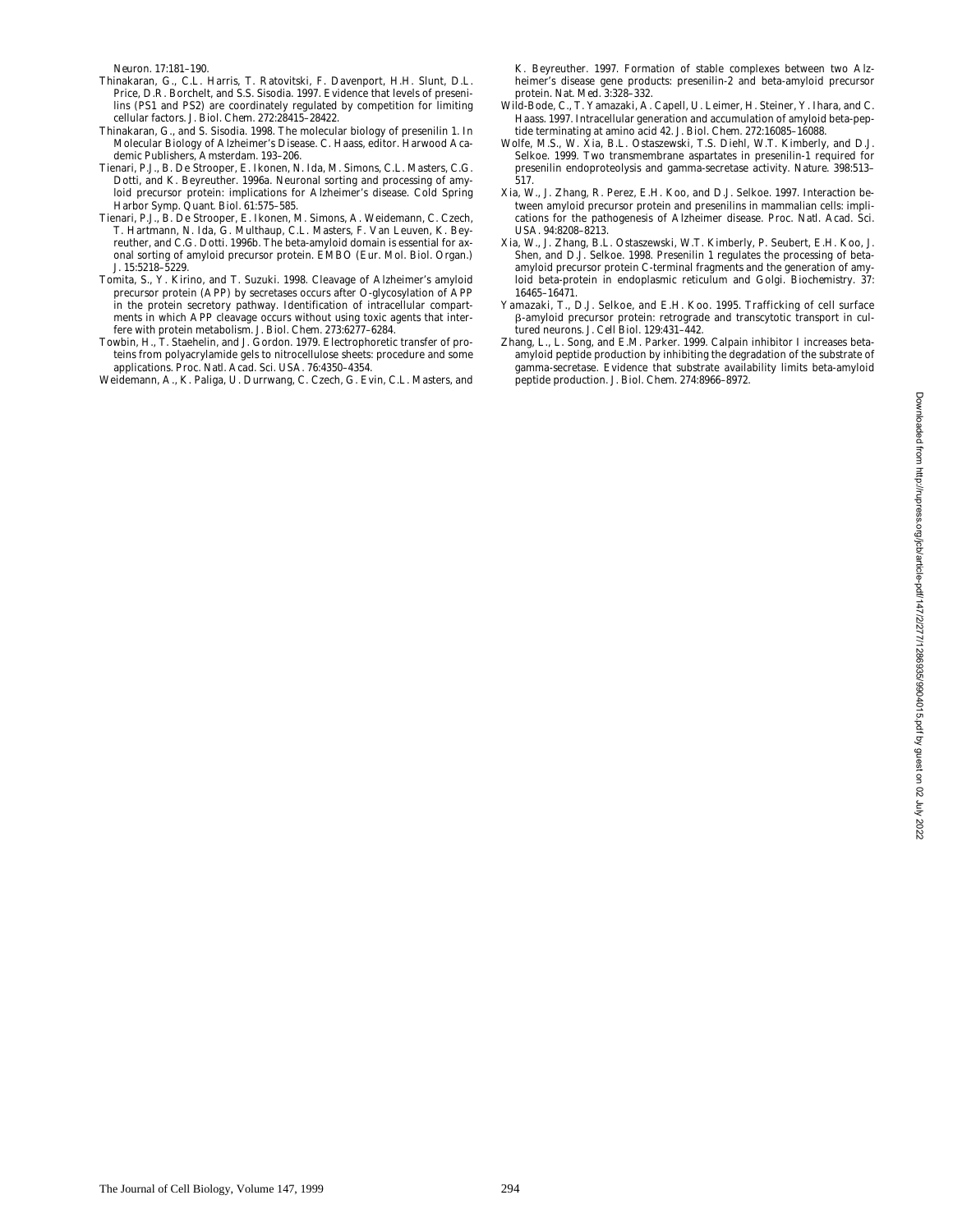Neuron. 17:181–190.

Thinakaran, G., C.L. Harris, T. Ratovitski, F. Davenport, H.H. Slunt, D.L. Price, D.R. Borchelt, and S.S. Sisodia. 1997. Evidence that levels of presenilins (PS1 and PS2) are coordinately regulated by competition for limiting cellular factors. J. Biol. Chem. 272:28415–28422.

Thinakaran, G., and S. Sisodia. 1998. The molecular biology of presenilin 1. In Molecular Biology of Alzheimer's Disease. C. Haass, editor. Harwood Academic Publishers, Amsterdam. 193–206.

Tienari, P.J., B. De Strooper, E. Ikonen, N. Ida, M. Simons, C.L. Masters, C.G. Dotti, and K. Beyreuther. 1996a. Neuronal sorting and processing of amyloid precursor protein: implications for Alzheimer's disease. Cold Spring Harbor Symp. Quant. Biol. 61:575–585.

Tienari, P.J., B. De Strooper, E. Ikonen, M. Simons, A. Weidemann, C. Czech, T. Hartmann, N. Ida, G. Multhaup, C.L. Masters, F. Van Leuven, K. Beyreuther, and C.G. Dotti. 1996b. The beta-amyloid domain is essential for axonal sorting of amyloid precursor protein. EMBO (Eur. Mol. Biol. Organ.) J. 15:5218–5229.

Tomita, S., Y. Kirino, and T. Suzuki. 1998. Cleavage of Alzheimer's amyloid precursor protein (APP) by secretases occurs after O-glycosylation of APP in the protein secretory pathway. Identification of intracellular compartments in which APP cleavage occurs without using toxic agents that interfere with protein metabolism. J. Biol. Chem. 273:6277–6284.

Towbin, H., T. Staehelin, and J. Gordon. 1979. Electrophoretic transfer of proteins from polyacrylamide gels to nitrocellulose sheets: procedure and some applications. Proc. Natl. Acad. Sci. USA. 76:4350–4354.

Weidemann, A., K. Paliga, U. Durrwang, C. Czech, G. Evin, C.L. Masters, and K. Beyreuther. 1997. Formation of stable complexes between two Alzheimer's disease gene products: presenilin-2 and beta-amyloid precursor protein. Nat. Med. 3:328–332.

Wild-Bode, C., T. Yamazaki, A. Capell, U. Leimer, H. Steiner, Y. Ihara, and C. Haass. 1997. Intracellular generation and accumulation of amyloid beta-peptide terminating at amino acid 42. J. Biol. Chem. 272:16085–16088.

Wolfe, M.S., W. Xia, B.L. Ostaszewski, T.S. Diehl, W.T. Kimberly, and D.J. Selkoe. 1999. Two transmembrane aspartates in presenilin-1 required for presenilin endoproteolysis and gamma-secretase activity. Nature. 398:513–517.

Xia, W., J. Zhang, R. Perez, E.H. Koo, and D.J. Selkoe. 1997. Interaction between amyloid precursor protein and presenilins in mammalian cells: implications for the pathogenesis of Alzheimer disease. Proc. Natl. Acad. Sci. USA. 94:8208–8213.

Xia, W., J. Zhang, B.L. Ostaszewski, W.T. Kimberly, P. Seubert, E.H. Koo, J. Shen, and D.J. Selkoe. 1998. Presenilin 1 regulates the processing of beta-amyloid precursor protein C-terminal fragments and the generation of amyloid beta-protein in endoplasmic reticulum and Golgi. Biochemistry. 37:16465–16471.

Yamazaki, T., D.J. Selkoe, and E.H. Koo. 1995. Trafficking of cell surface β-amyloid precursor protein: retrograde and transcytotic transport in cultured neurons. J. Cell Biol. 129:431–442.

Zhang, L., L. Song, and E.M. Parker. 1999. Calpain inhibitor I increases beta-amyloid peptide production by inhibiting the degradation of the substrate of gamma-secretase. Evidence that substrate availability limits beta-amyloid peptide production. J. Biol. Chem. 274:8966–8972.